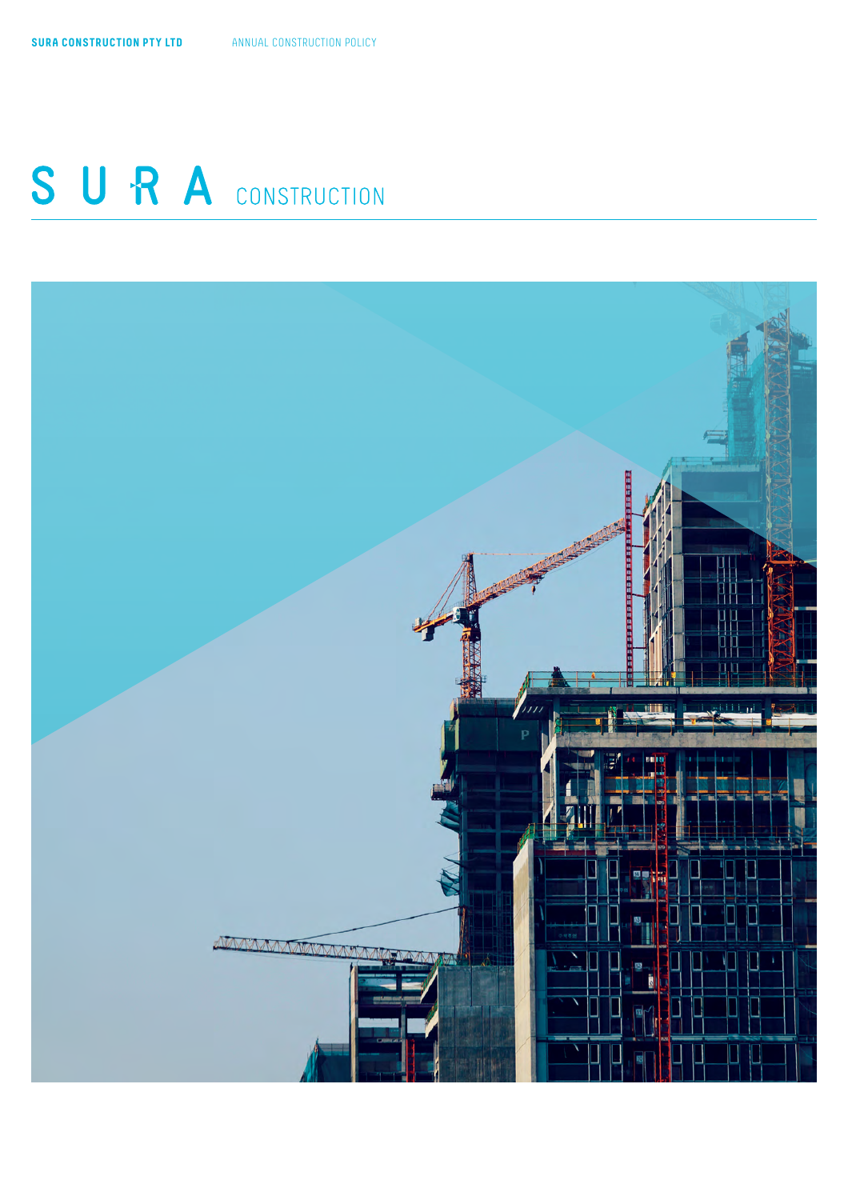SURA CONSTRUCTION PTY LTD

ANNUAL CONSTRUCTION POLICY

# SURA CONSTRUCTION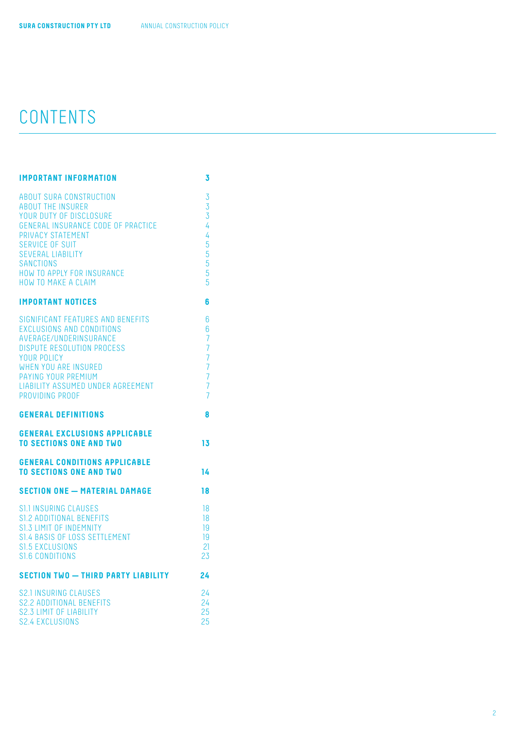# CONTENTS

| | |
|---|---|
| **IMPORTANT INFORMATION** | **3** |
| ABOUT SURA CONSTRUCTION | 3 |
| ABOUT THE INSURER | 3 |
| YOUR DUTY OF DISCLOSURE | 3 |
| GENERAL INSURANCE CODE OF PRACTICE | 4 |
| PRIVACY STATEMENT | 4 |
| SERVICE OF SUIT | 5 |
| SEVERAL LIABILITY | 5 |
| SANCTIONS | 5 |
| HOW TO APPLY FOR INSURANCE | 5 |
| HOW TO MAKE A CLAIM | 5 |
| **IMPORTANT NOTICES** | **6** |
| SIGNIFICANT FEATURES AND BENEFITS | 6 |
| EXCLUSIONS AND CONDITIONS | 6 |
| AVERAGE/UNDERINSURANCE | 7 |
| DISPUTE RESOLUTION PROCESS | 7 |
| YOUR POLICY | 7 |
| WHEN YOU ARE INSURED | 7 |
| PAYING YOUR PREMIUM | 7 |
| LIABILITY ASSUMED UNDER AGREEMENT | 7 |
| PROVIDING PROOF | 7 |
| **GENERAL DEFINITIONS** | **8** |
| **GENERAL EXCLUSIONS APPLICABLE TO SECTIONS ONE AND TWO** | **13** |
| **GENERAL CONDITIONS APPLICABLE TO SECTIONS ONE AND TWO** | **14** |
| **SECTION ONE — MATERIAL DAMAGE** | **18** |
| S1.1 INSURING CLAUSES | 18 |
| S1.2 ADDITIONAL BENEFITS | 18 |
| S1.3 LIMIT OF INDEMNITY | 19 |
| S1.4 BASIS OF LOSS SETTLEMENT | 19 |
| S1.5 EXCLUSIONS | 21 |
| S1.6 CONDITIONS | 23 |
| **SECTION TWO — THIRD PARTY LIABILITY** | **24** |
| S2.1 INSURING CLAUSES | 24 |
| S2.2 ADDITIONAL BENEFITS | 24 |
| S2.3 LIMIT OF LIABILITY | 25 |
| S2.4 EXCLUSIONS | 25 |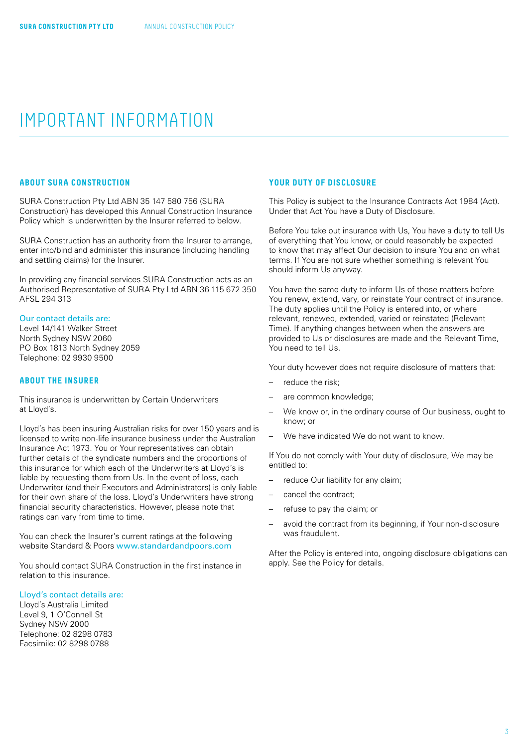# IMPORTANT INFORMATION

## ABOUT SURA CONSTRUCTION

SURA Construction Pty Ltd ABN 35 147 580 756 (SURA Construction) has developed this Annual Construction Insurance Policy which is underwritten by the Insurer referred to below.

SURA Construction has an authority from the Insurer to arrange, enter into/bind and administer this insurance (including handling and settling claims) for the Insurer.

In providing any financial services SURA Construction acts as an Authorised Representative of SURA Pty Ltd ABN 36 115 672 350 AFSL 294 313

Our contact details are:
Level 14/141 Walker Street
North Sydney NSW 2060
PO Box 1813 North Sydney 2059
Telephone: 02 9930 9500

## ABOUT THE INSURER

This insurance is underwritten by Certain Underwriters at Lloyd's.

Lloyd's has been insuring Australian risks for over 150 years and is licensed to write non-life insurance business under the Australian Insurance Act 1973. You or Your representatives can obtain further details of the syndicate numbers and the proportions of this insurance for which each of the Underwriters at Lloyd's is liable by requesting them from Us. In the event of loss, each Underwriter (and their Executors and Administrators) is only liable for their own share of the loss. Lloyd's Underwriters have strong financial security characteristics. However, please note that ratings can vary from time to time.

You can check the Insurer's current ratings at the following website Standard & Poors www.standardandpoors.com

You should contact SURA Construction in the first instance in relation to this insurance.

Lloyd's contact details are:
Lloyd's Australia Limited
Level 9, 1 O'Connell St
Sydney NSW 2000
Telephone: 02 8298 0783
Facsimile: 02 8298 0788

## YOUR DUTY OF DISCLOSURE

This Policy is subject to the Insurance Contracts Act 1984 (Act). Under that Act You have a Duty of Disclosure.

Before You take out insurance with Us, You have a duty to tell Us of everything that You know, or could reasonably be expected to know that may affect Our decision to insure You and on what terms. If You are not sure whether something is relevant You should inform Us anyway.

You have the same duty to inform Us of those matters before You renew, extend, vary, or reinstate Your contract of insurance. The duty applies until the Policy is entered into, or where relevant, renewed, extended, varied or reinstated (Relevant Time). If anything changes between when the answers are provided to Us or disclosures are made and the Relevant Time, You need to tell Us.

Your duty however does not require disclosure of matters that:

- reduce the risk;
- are common knowledge;
- We know or, in the ordinary course of Our business, ought to know; or
- We have indicated We do not want to know.

If You do not comply with Your duty of disclosure, We may be entitled to:

- reduce Our liability for any claim;
- cancel the contract;
- refuse to pay the claim; or
- avoid the contract from its beginning, if Your non-disclosure was fraudulent.

After the Policy is entered into, ongoing disclosure obligations can apply. See the Policy for details.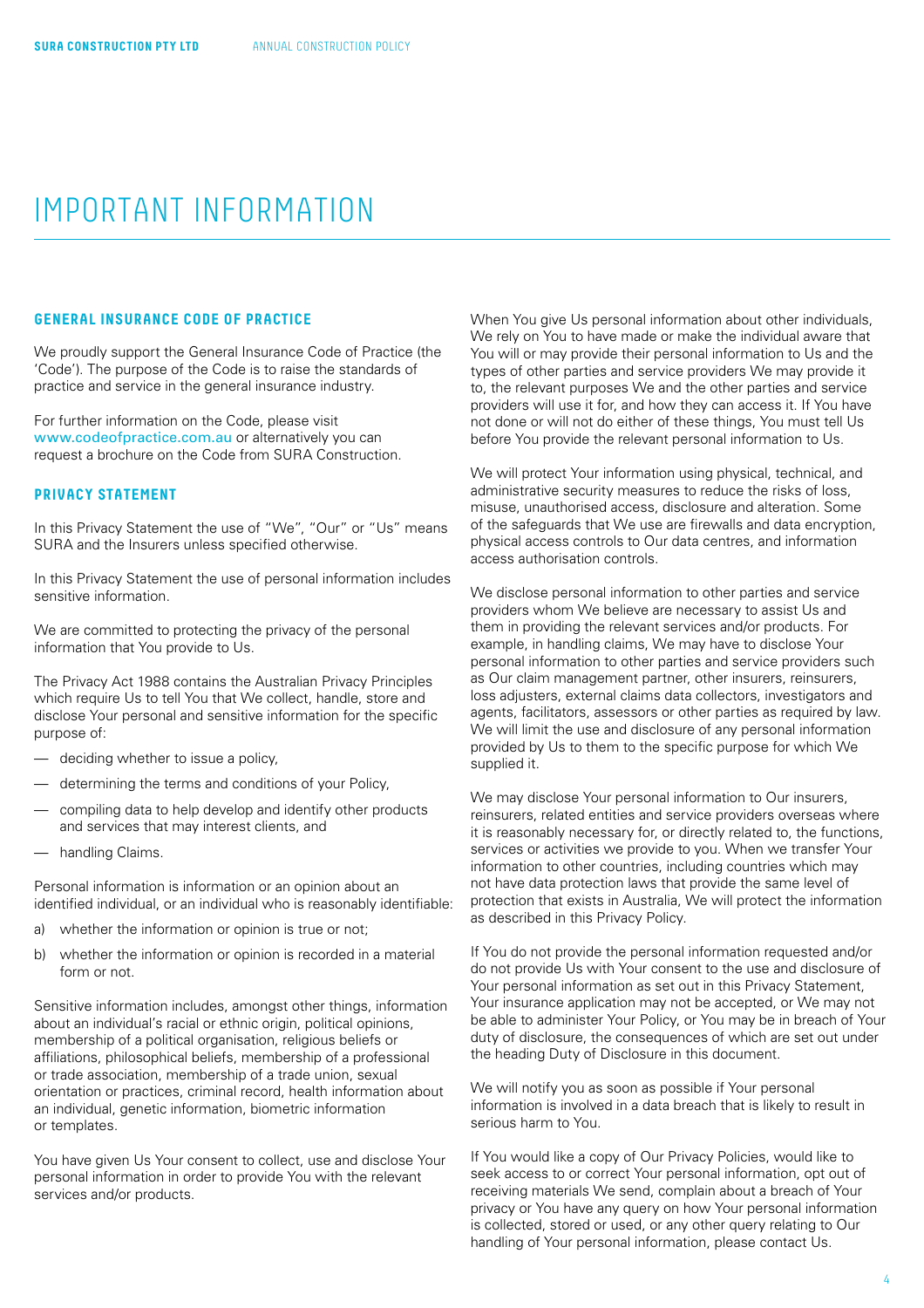# IMPORTANT INFORMATION

## GENERAL INSURANCE CODE OF PRACTICE

We proudly support the General Insurance Code of Practice (the 'Code'). The purpose of the Code is to raise the standards of practice and service in the general insurance industry.

For further information on the Code, please visit www.codeofpractice.com.au or alternatively you can request a brochure on the Code from SURA Construction.

## PRIVACY STATEMENT

In this Privacy Statement the use of "We", "Our" or "Us" means SURA and the Insurers unless specified otherwise.

In this Privacy Statement the use of personal information includes sensitive information.

We are committed to protecting the privacy of the personal information that You provide to Us.

The Privacy Act 1988 contains the Australian Privacy Principles which require Us to tell You that We collect, handle, store and disclose Your personal and sensitive information for the specific purpose of:

- deciding whether to issue a policy,
- determining the terms and conditions of your Policy,
- compiling data to help develop and identify other products and services that may interest clients, and
- handling Claims.

Personal information is information or an opinion about an identified individual, or an individual who is reasonably identifiable:

a) whether the information or opinion is true or not;

b) whether the information or opinion is recorded in a material form or not.

Sensitive information includes, amongst other things, information about an individual's racial or ethnic origin, political opinions, membership of a political organisation, religious beliefs or affiliations, philosophical beliefs, membership of a professional or trade association, membership of a trade union, sexual orientation or practices, criminal record, health information about an individual, genetic information, biometric information or templates.

You have given Us Your consent to collect, use and disclose Your personal information in order to provide You with the relevant services and/or products.

When You give Us personal information about other individuals, We rely on You to have made or make the individual aware that You will or may provide their personal information to Us and the types of other parties and service providers We may provide it to, the relevant purposes We and the other parties and service providers will use it for, and how they can access it. If You have not done or will not do either of these things, You must tell Us before You provide the relevant personal information to Us.

We will protect Your information using physical, technical, and administrative security measures to reduce the risks of loss, misuse, unauthorised access, disclosure and alteration. Some of the safeguards that We use are firewalls and data encryption, physical access controls to Our data centres, and information access authorisation controls.

We disclose personal information to other parties and service providers whom We believe are necessary to assist Us and them in providing the relevant services and/or products. For example, in handling claims, We may have to disclose Your personal information to other parties and service providers such as Our claim management partner, other insurers, reinsurers, loss adjusters, external claims data collectors, investigators and agents, facilitators, assessors or other parties as required by law. We will limit the use and disclosure of any personal information provided by Us to them to the specific purpose for which We supplied it.

We may disclose Your personal information to Our insurers, reinsurers, related entities and service providers overseas where it is reasonably necessary for, or directly related to, the functions, services or activities we provide to you. When we transfer Your information to other countries, including countries which may not have data protection laws that provide the same level of protection that exists in Australia, We will protect the information as described in this Privacy Policy.

If You do not provide the personal information requested and/or do not provide Us with Your consent to the use and disclosure of Your personal information as set out in this Privacy Statement, Your insurance application may not be accepted, or We may not be able to administer Your Policy, or You may be in breach of Your duty of disclosure, the consequences of which are set out under the heading Duty of Disclosure in this document.

We will notify you as soon as possible if Your personal information is involved in a data breach that is likely to result in serious harm to You.

If You would like a copy of Our Privacy Policies, would like to seek access to or correct Your personal information, opt out of receiving materials We send, complain about a breach of Your privacy or You have any query on how Your personal information is collected, stored or used, or any other query relating to Our handling of Your personal information, please contact Us.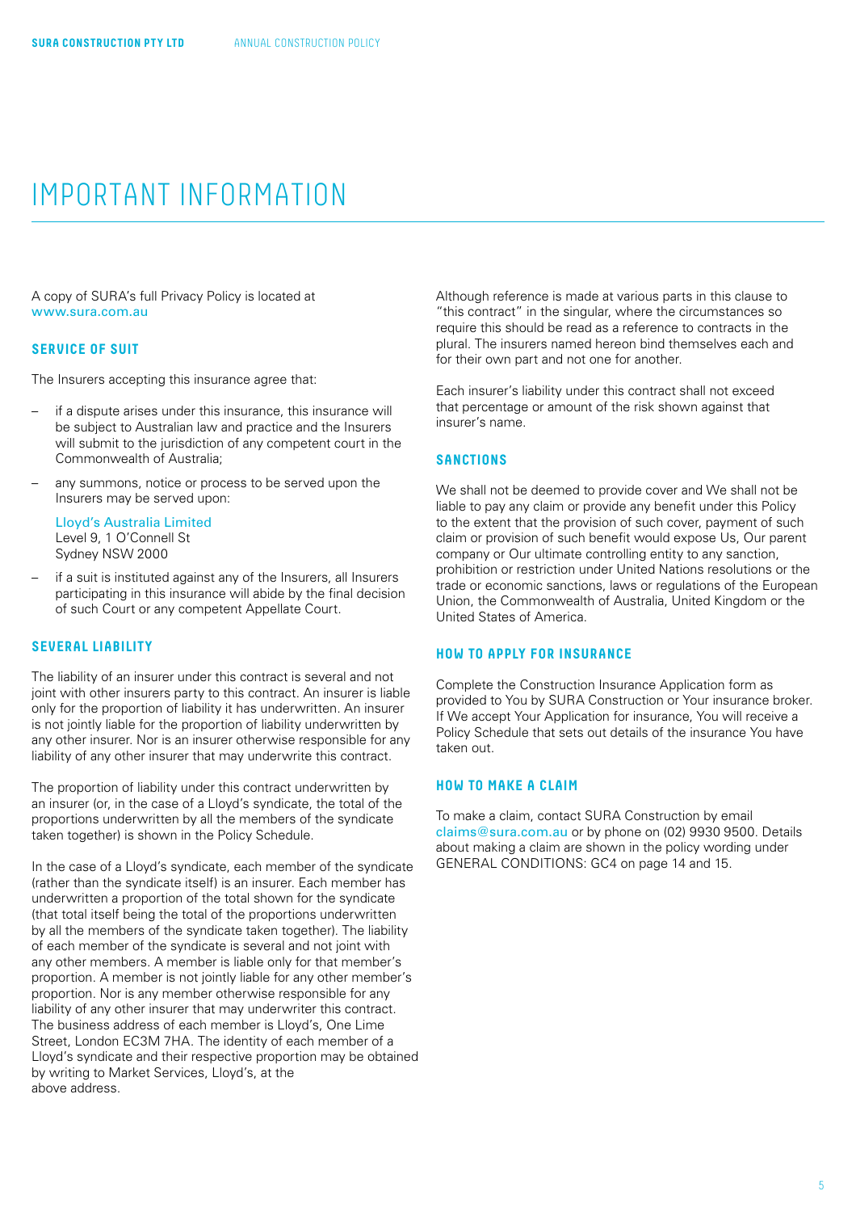# IMPORTANT INFORMATION

A copy of SURA's full Privacy Policy is located at www.sura.com.au

### SERVICE OF SUIT

The Insurers accepting this insurance agree that:

- if a dispute arises under this insurance, this insurance will be subject to Australian law and practice and the Insurers will submit to the jurisdiction of any competent court in the Commonwealth of Australia;
- any summons, notice or process to be served upon the Insurers may be served upon:

  Lloyd's Australia Limited
  Level 9, 1 O'Connell St
  Sydney NSW 2000
- if a suit is instituted against any of the Insurers, all Insurers participating in this insurance will abide by the final decision of such Court or any competent Appellate Court.

### SEVERAL LIABILITY

The liability of an insurer under this contract is several and not joint with other insurers party to this contract. An insurer is liable only for the proportion of liability it has underwritten. An insurer is not jointly liable for the proportion of liability underwritten by any other insurer. Nor is an insurer otherwise responsible for any liability of any other insurer that may underwrite this contract.

The proportion of liability under this contract underwritten by an insurer (or, in the case of a Lloyd's syndicate, the total of the proportions underwritten by all the members of the syndicate taken together) is shown in the Policy Schedule.

In the case of a Lloyd's syndicate, each member of the syndicate (rather than the syndicate itself) is an insurer. Each member has underwritten a proportion of the total shown for the syndicate (that total itself being the total of the proportions underwritten by all the members of the syndicate taken together). The liability of each member of the syndicate is several and not joint with any other members. A member is liable only for that member's proportion. A member is not jointly liable for any other member's proportion. Nor is any member otherwise responsible for any liability of any other insurer that may underwriter this contract. The business address of each member is Lloyd's, One Lime Street, London EC3M 7HA. The identity of each member of a Lloyd's syndicate and their respective proportion may be obtained by writing to Market Services, Lloyd's, at the above address.

Although reference is made at various parts in this clause to "this contract" in the singular, where the circumstances so require this should be read as a reference to contracts in the plural. The insurers named hereon bind themselves each and for their own part and not one for another.

Each insurer's liability under this contract shall not exceed that percentage or amount of the risk shown against that insurer's name.

### SANCTIONS

We shall not be deemed to provide cover and We shall not be liable to pay any claim or provide any benefit under this Policy to the extent that the provision of such cover, payment of such claim or provision of such benefit would expose Us, Our parent company or Our ultimate controlling entity to any sanction, prohibition or restriction under United Nations resolutions or the trade or economic sanctions, laws or regulations of the European Union, the Commonwealth of Australia, United Kingdom or the United States of America.

### HOW TO APPLY FOR INSURANCE

Complete the Construction Insurance Application form as provided to You by SURA Construction or Your insurance broker. If We accept Your Application for insurance, You will receive a Policy Schedule that sets out details of the insurance You have taken out.

### HOW TO MAKE A CLAIM

To make a claim, contact SURA Construction by email claims@sura.com.au or by phone on (02) 9930 9500. Details about making a claim are shown in the policy wording under GENERAL CONDITIONS: GC4 on page 14 and 15.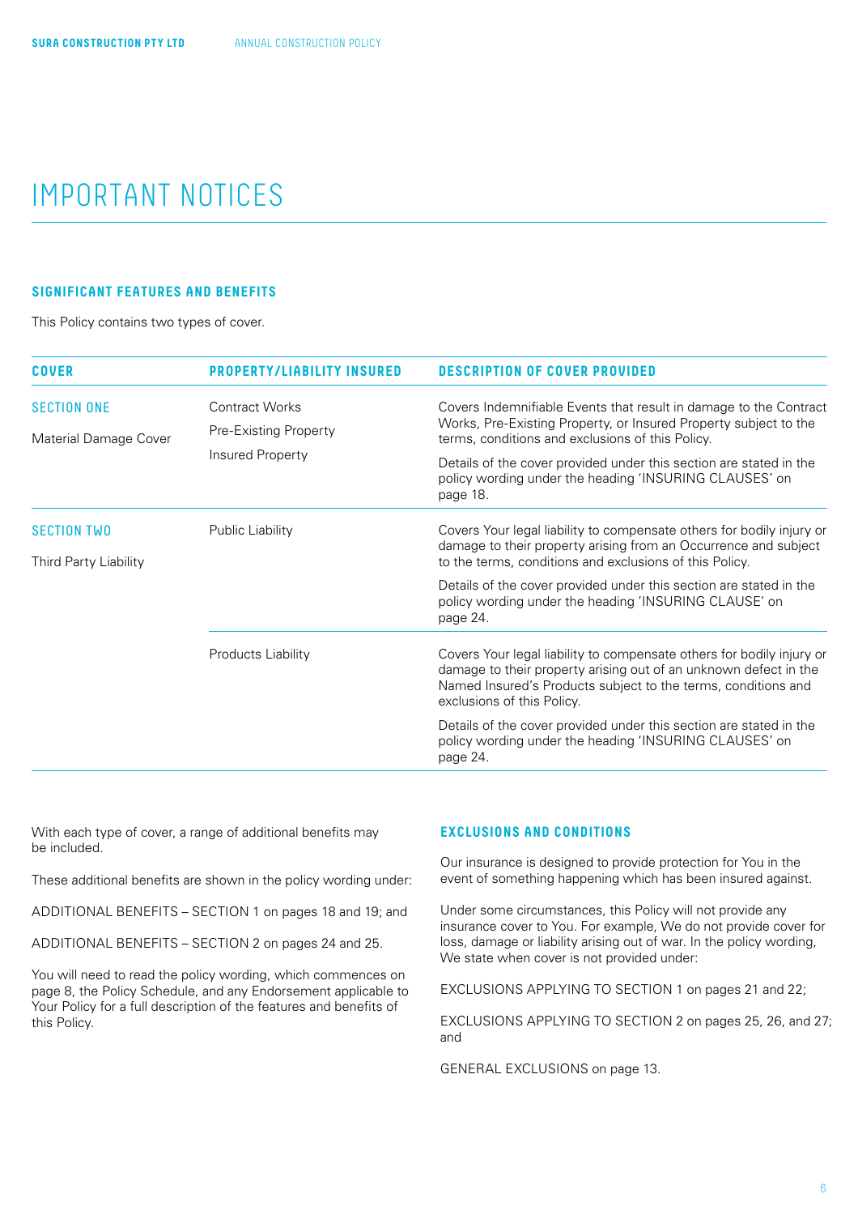# IMPORTANT NOTICES

## SIGNIFICANT FEATURES AND BENEFITS

This Policy contains two types of cover.

| COVER | PROPERTY/LIABILITY INSURED | DESCRIPTION OF COVER PROVIDED |
|---|---|---|
| SECTION ONE<br>Material Damage Cover | Contract Works<br>Pre-Existing Property<br>Insured Property | Covers Indemnifiable Events that result in damage to the Contract Works, Pre-Existing Property, or Insured Property subject to the terms, conditions and exclusions of this Policy.<br>Details of the cover provided under this section are stated in the policy wording under the heading 'INSURING CLAUSES' on page 18. |
| SECTION TWO<br>Third Party Liability | Public Liability | Covers Your legal liability to compensate others for bodily injury or damage to their property arising from an Occurrence and subject to the terms, conditions and exclusions of this Policy.<br>Details of the cover provided under this section are stated in the policy wording under the heading 'INSURING CLAUSE' on page 24. |
| | Products Liability | Covers Your legal liability to compensate others for bodily injury or damage to their property arising out of an unknown defect in the Named Insured's Products subject to the terms, conditions and exclusions of this Policy.<br>Details of the cover provided under this section are stated in the policy wording under the heading 'INSURING CLAUSES' on page 24. |

With each type of cover, a range of additional benefits may be included.

These additional benefits are shown in the policy wording under:

ADDITIONAL BENEFITS – SECTION 1 on pages 18 and 19; and

ADDITIONAL BENEFITS – SECTION 2 on pages 24 and 25.

You will need to read the policy wording, which commences on page 8, the Policy Schedule, and any Endorsement applicable to Your Policy for a full description of the features and benefits of this Policy.

## EXCLUSIONS AND CONDITIONS

Our insurance is designed to provide protection for You in the event of something happening which has been insured against.

Under some circumstances, this Policy will not provide any insurance cover to You. For example, We do not provide cover for loss, damage or liability arising out of war. In the policy wording, We state when cover is not provided under:

EXCLUSIONS APPLYING TO SECTION 1 on pages 21 and 22;

EXCLUSIONS APPLYING TO SECTION 2 on pages 25, 26, and 27; and

GENERAL EXCLUSIONS on page 13.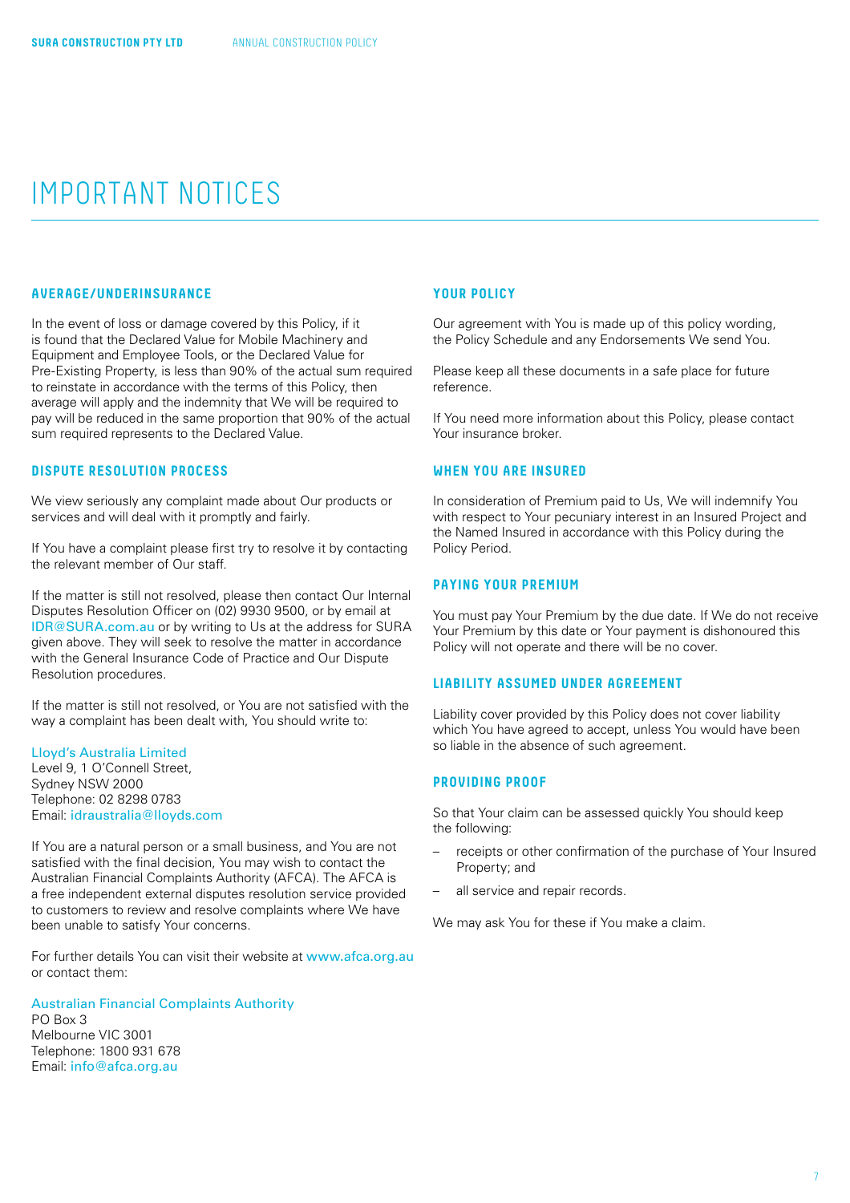# IMPORTANT NOTICES

## AVERAGE/UNDERINSURANCE

In the event of loss or damage covered by this Policy, if it is found that the Declared Value for Mobile Machinery and Equipment and Employee Tools, or the Declared Value for Pre-Existing Property, is less than 90% of the actual sum required to reinstate in accordance with the terms of this Policy, then average will apply and the indemnity that We will be required to pay will be reduced in the same proportion that 90% of the actual sum required represents to the Declared Value.

## DISPUTE RESOLUTION PROCESS

We view seriously any complaint made about Our products or services and will deal with it promptly and fairly.

If You have a complaint please first try to resolve it by contacting the relevant member of Our staff.

If the matter is still not resolved, please then contact Our Internal Disputes Resolution Officer on (02) 9930 9500, or by email at IDR@SURA.com.au or by writing to Us at the address for SURA given above. They will seek to resolve the matter in accordance with the General Insurance Code of Practice and Our Dispute Resolution procedures.

If the matter is still not resolved, or You are not satisfied with the way a complaint has been dealt with, You should write to:

Lloyd's Australia Limited
Level 9, 1 O'Connell Street,
Sydney NSW 2000
Telephone: 02 8298 0783
Email: idraustralia@lloyds.com

If You are a natural person or a small business, and You are not satisfied with the final decision, You may wish to contact the Australian Financial Complaints Authority (AFCA). The AFCA is a free independent external disputes resolution service provided to customers to review and resolve complaints where We have been unable to satisfy Your concerns.

For further details You can visit their website at www.afca.org.au or contact them:

Australian Financial Complaints Authority
PO Box 3
Melbourne VIC 3001
Telephone: 1800 931 678
Email: info@afca.org.au

## YOUR POLICY

Our agreement with You is made up of this policy wording, the Policy Schedule and any Endorsements We send You.

Please keep all these documents in a safe place for future reference.

If You need more information about this Policy, please contact Your insurance broker.

## WHEN YOU ARE INSURED

In consideration of Premium paid to Us, We will indemnify You with respect to Your pecuniary interest in an Insured Project and the Named Insured in accordance with this Policy during the Policy Period.

## PAYING YOUR PREMIUM

You must pay Your Premium by the due date. If We do not receive Your Premium by this date or Your payment is dishonoured this Policy will not operate and there will be no cover.

## LIABILITY ASSUMED UNDER AGREEMENT

Liability cover provided by this Policy does not cover liability which You have agreed to accept, unless You would have been so liable in the absence of such agreement.

## PROVIDING PROOF

So that Your claim can be assessed quickly You should keep the following:

- receipts or other confirmation of the purchase of Your Insured Property; and
- all service and repair records.

We may ask You for these if You make a claim.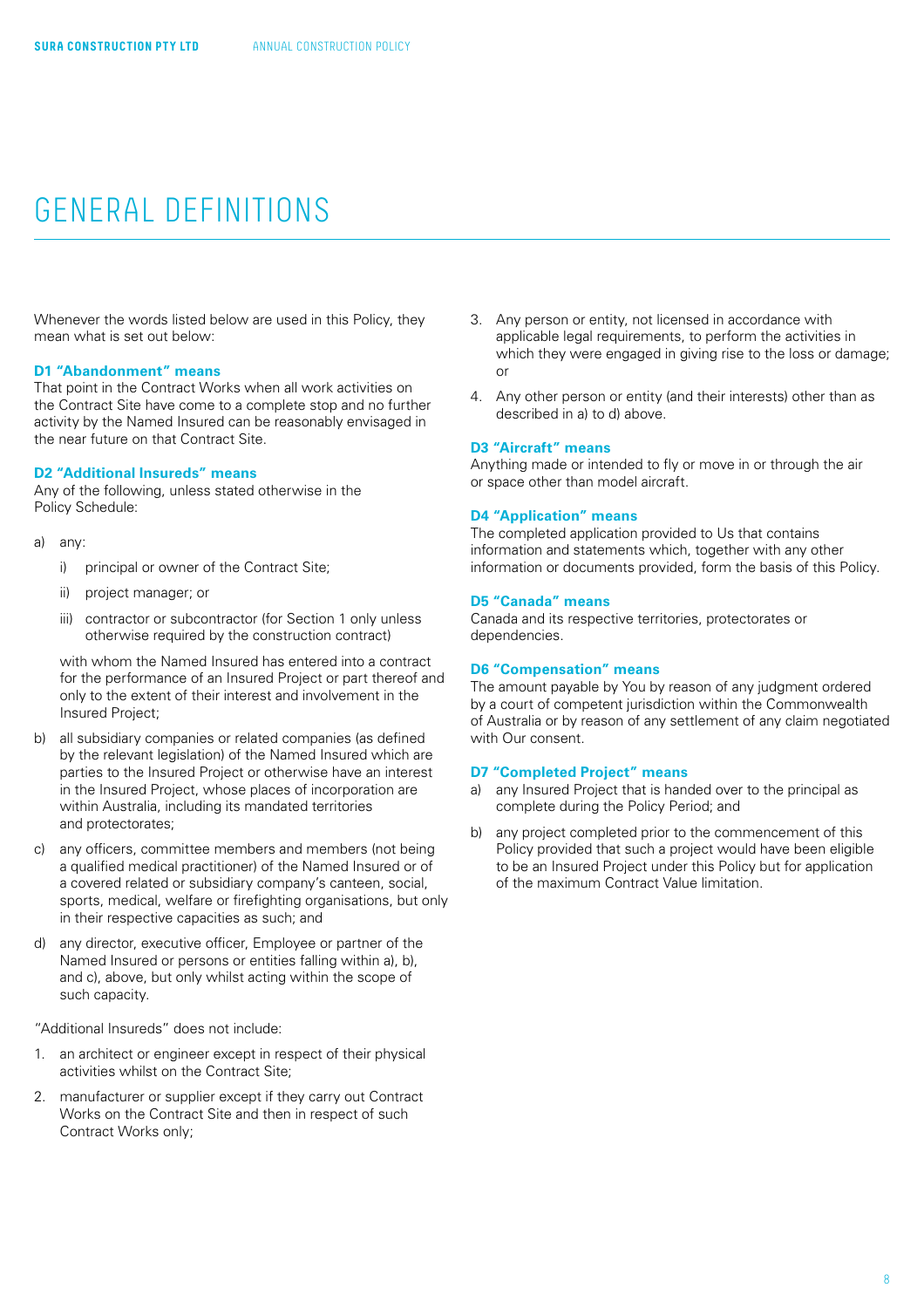# GENERAL DEFINITIONS

Whenever the words listed below are used in this Policy, they mean what is set out below:

**D1 "Abandonment" means**
That point in the Contract Works when all work activities on the Contract Site have come to a complete stop and no further activity by the Named Insured can be reasonably envisaged in the near future on that Contract Site.

**D2 "Additional Insureds" means**
Any of the following, unless stated otherwise in the Policy Schedule:

a) any:

   i) principal or owner of the Contract Site;

   ii) project manager; or

   iii) contractor or subcontractor (for Section 1 only unless otherwise required by the construction contract)

   with whom the Named Insured has entered into a contract for the performance of an Insured Project or part thereof and only to the extent of their interest and involvement in the Insured Project;

b) all subsidiary companies or related companies (as defined by the relevant legislation) of the Named Insured which are parties to the Insured Project or otherwise have an interest in the Insured Project, whose places of incorporation are within Australia, including its mandated territories and protectorates;

c) any officers, committee members and members (not being a qualified medical practitioner) of the Named Insured or of a covered related or subsidiary company's canteen, social, sports, medical, welfare or firefighting organisations, but only in their respective capacities as such; and

d) any director, executive officer, Employee or partner of the Named Insured or persons or entities falling within a), b), and c), above, but only whilst acting within the scope of such capacity.

"Additional Insureds" does not include:

1. an architect or engineer except in respect of their physical activities whilst on the Contract Site;
2. manufacturer or supplier except if they carry out Contract Works on the Contract Site and then in respect of such Contract Works only;
3. Any person or entity, not licensed in accordance with applicable legal requirements, to perform the activities in which they were engaged in giving rise to the loss or damage; or
4. Any other person or entity (and their interests) other than as described in a) to d) above.

**D3 "Aircraft" means**
Anything made or intended to fly or move in or through the air or space other than model aircraft.

**D4 "Application" means**
The completed application provided to Us that contains information and statements which, together with any other information or documents provided, form the basis of this Policy.

**D5 "Canada" means**
Canada and its respective territories, protectorates or dependencies.

**D6 "Compensation" means**
The amount payable by You by reason of any judgment ordered by a court of competent jurisdiction within the Commonwealth of Australia or by reason of any settlement of any claim negotiated with Our consent.

**D7 "Completed Project" means**

a) any Insured Project that is handed over to the principal as complete during the Policy Period; and

b) any project completed prior to the commencement of this Policy provided that such a project would have been eligible to be an Insured Project under this Policy but for application of the maximum Contract Value limitation.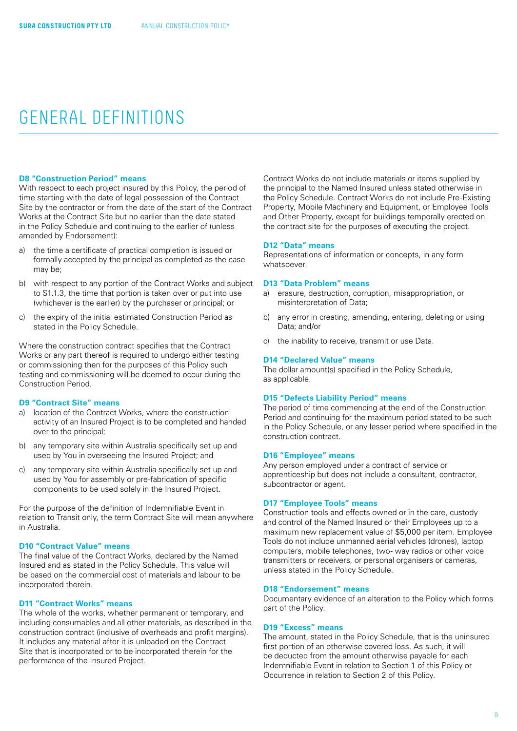# GENERAL DEFINITIONS

**D8 "Construction Period" means**
With respect to each project insured by this Policy, the period of time starting with the date of legal possession of the Contract Site by the contractor or from the date of the start of the Contract Works at the Contract Site but no earlier than the date stated in the Policy Schedule and continuing to the earlier of (unless amended by Endorsement):

a) the time a certificate of practical completion is issued or formally accepted by the principal as completed as the case may be;

b) with respect to any portion of the Contract Works and subject to S1.1.3, the time that portion is taken over or put into use (whichever is the earlier) by the purchaser or principal; or

c) the expiry of the initial estimated Construction Period as stated in the Policy Schedule.

Where the construction contract specifies that the Contract Works or any part thereof is required to undergo either testing or commissioning then for the purposes of this Policy such testing and commissioning will be deemed to occur during the Construction Period.

**D9 "Contract Site" means**

a) location of the Contract Works, where the construction activity of an Insured Project is to be completed and handed over to the principal;

b) any temporary site within Australia specifically set up and used by You in overseeing the Insured Project; and

c) any temporary site within Australia specifically set up and used by You for assembly or pre-fabrication of specific components to be used solely in the Insured Project.

For the purpose of the definition of Indemnifiable Event in relation to Transit only, the term Contract Site will mean anywhere in Australia.

**D10 "Contract Value" means**
The final value of the Contract Works, declared by the Named Insured and as stated in the Policy Schedule. This value will be based on the commercial cost of materials and labour to be incorporated therein.

**D11 "Contract Works" means**
The whole of the works, whether permanent or temporary, and including consumables and all other materials, as described in the construction contract (inclusive of overheads and profit margins). It includes any material after it is unloaded on the Contract Site that is incorporated or to be incorporated therein for the performance of the Insured Project.

Contract Works do not include materials or items supplied by the principal to the Named Insured unless stated otherwise in the Policy Schedule. Contract Works do not include Pre-Existing Property, Mobile Machinery and Equipment, or Employee Tools and Other Property, except for buildings temporally erected on the contract site for the purposes of executing the project.

**D12 "Data" means**
Representations of information or concepts, in any form whatsoever.

**D13 "Data Problem" means**

a) erasure, destruction, corruption, misappropriation, or misinterpretation of Data;

b) any error in creating, amending, entering, deleting or using Data; and/or

c) the inability to receive, transmit or use Data.

**D14 "Declared Value" means**
The dollar amount(s) specified in the Policy Schedule, as applicable.

**D15 "Defects Liability Period" means**
The period of time commencing at the end of the Construction Period and continuing for the maximum period stated to be such in the Policy Schedule, or any lesser period where specified in the construction contract.

**D16 "Employee" means**
Any person employed under a contract of service or apprenticeship but does not include a consultant, contractor, subcontractor or agent.

**D17 "Employee Tools" means**
Construction tools and effects owned or in the care, custody and control of the Named Insured or their Employees up to a maximum new replacement value of $5,000 per item. Employee Tools do not include unmanned aerial vehicles (drones), laptop computers, mobile telephones, two- way radios or other voice transmitters or receivers, or personal organisers or cameras, unless stated in the Policy Schedule.

**D18 "Endorsement" means**
Documentary evidence of an alteration to the Policy which forms part of the Policy.

**D19 "Excess" means**
The amount, stated in the Policy Schedule, that is the uninsured first portion of an otherwise covered loss. As such, it will be deducted from the amount otherwise payable for each Indemnifiable Event in relation to Section 1 of this Policy or Occurrence in relation to Section 2 of this Policy.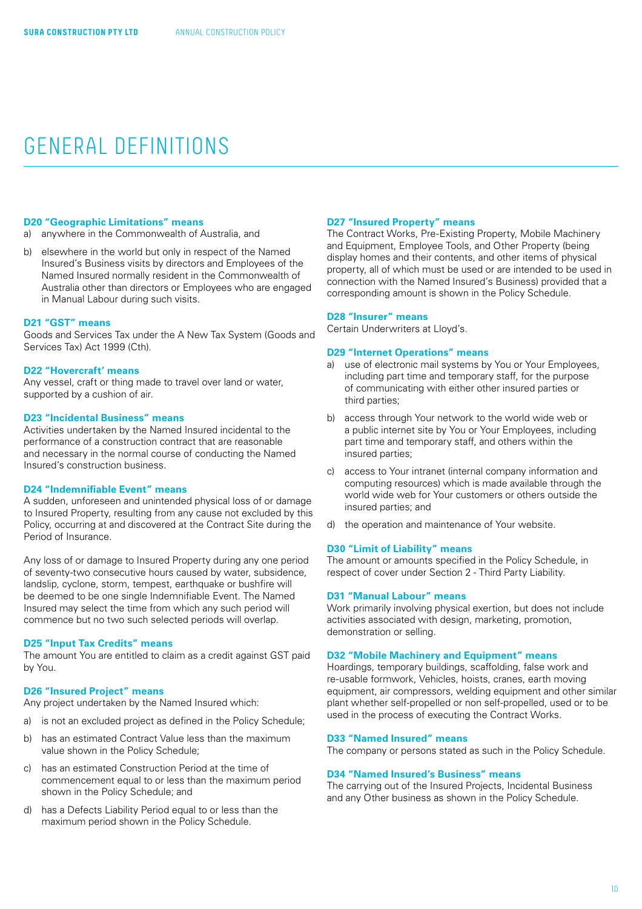# GENERAL DEFINITIONS

**D20 "Geographic Limitations" means**

a) anywhere in the Commonwealth of Australia, and

b) elsewhere in the world but only in respect of the Named Insured's Business visits by directors and Employees of the Named Insured normally resident in the Commonwealth of Australia other than directors or Employees who are engaged in Manual Labour during such visits.

**D21 "GST" means**

Goods and Services Tax under the A New Tax System (Goods and Services Tax) Act 1999 (Cth).

**D22 "Hovercraft' means**

Any vessel, craft or thing made to travel over land or water, supported by a cushion of air.

**D23 "Incidental Business" means**

Activities undertaken by the Named Insured incidental to the performance of a construction contract that are reasonable and necessary in the normal course of conducting the Named Insured's construction business.

**D24 "Indemnifiable Event" means**

A sudden, unforeseen and unintended physical loss of or damage to Insured Property, resulting from any cause not excluded by this Policy, occurring at and discovered at the Contract Site during the Period of Insurance.

Any loss of or damage to Insured Property during any one period of seventy-two consecutive hours caused by water, subsidence, landslip, cyclone, storm, tempest, earthquake or bushfire will be deemed to be one single Indemnifiable Event. The Named Insured may select the time from which any such period will commence but no two such selected periods will overlap.

**D25 "Input Tax Credits" means**

The amount You are entitled to claim as a credit against GST paid by You.

**D26 "Insured Project" means**

Any project undertaken by the Named Insured which:

a) is not an excluded project as defined in the Policy Schedule;

b) has an estimated Contract Value less than the maximum value shown in the Policy Schedule;

c) has an estimated Construction Period at the time of commencement equal to or less than the maximum period shown in the Policy Schedule; and

d) has a Defects Liability Period equal to or less than the maximum period shown in the Policy Schedule.

**D27 "Insured Property" means**

The Contract Works, Pre-Existing Property, Mobile Machinery and Equipment, Employee Tools, and Other Property (being display homes and their contents, and other items of physical property, all of which must be used or are intended to be used in connection with the Named Insured's Business) provided that a corresponding amount is shown in the Policy Schedule.

**D28 "Insurer" means**

Certain Underwriters at Lloyd's.

**D29 "Internet Operations" means**

a) use of electronic mail systems by You or Your Employees, including part time and temporary staff, for the purpose of communicating with either other insured parties or third parties;

b) access through Your network to the world wide web or a public internet site by You or Your Employees, including part time and temporary staff, and others within the insured parties;

c) access to Your intranet (internal company information and computing resources) which is made available through the world wide web for Your customers or others outside the insured parties; and

d) the operation and maintenance of Your website.

**D30 "Limit of Liability" means**

The amount or amounts specified in the Policy Schedule, in respect of cover under Section 2 - Third Party Liability.

**D31 "Manual Labour" means**

Work primarily involving physical exertion, but does not include activities associated with design, marketing, promotion, demonstration or selling.

**D32 "Mobile Machinery and Equipment" means**

Hoardings, temporary buildings, scaffolding, false work and re-usable formwork, Vehicles, hoists, cranes, earth moving equipment, air compressors, welding equipment and other similar plant whether self-propelled or non self-propelled, used or to be used in the process of executing the Contract Works.

**D33 "Named Insured" means**

The company or persons stated as such in the Policy Schedule.

**D34 "Named Insured's Business" means**

The carrying out of the Insured Projects, Incidental Business and any Other business as shown in the Policy Schedule.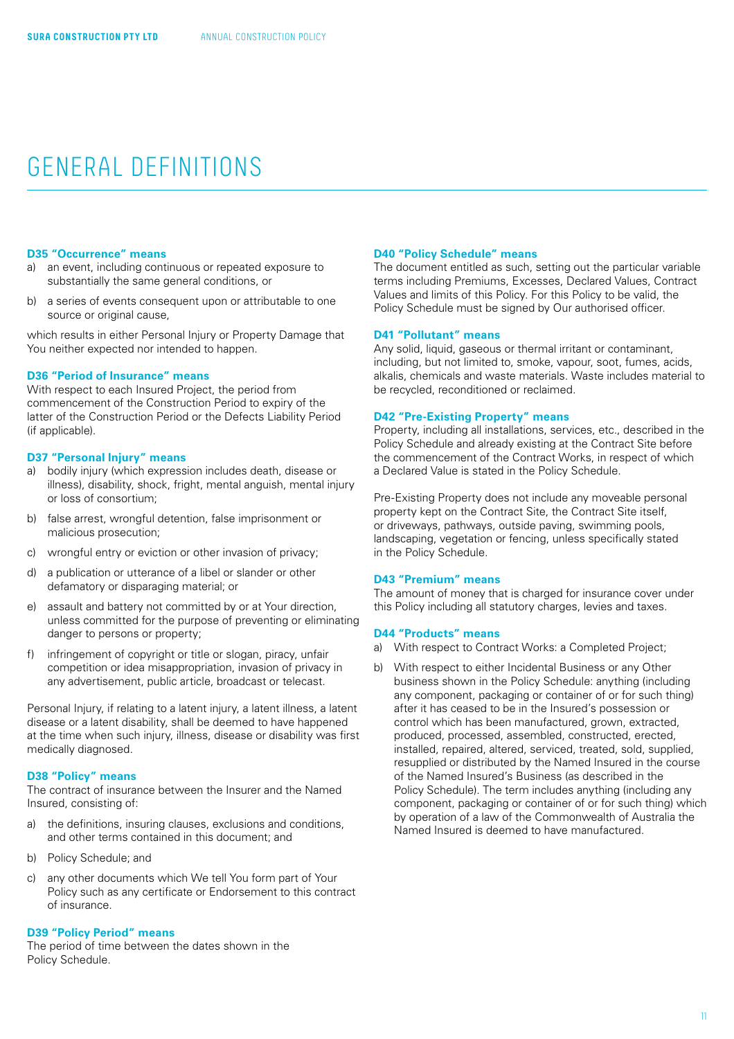# GENERAL DEFINITIONS

**D35 "Occurrence" means**

a) an event, including continuous or repeated exposure to substantially the same general conditions, or

b) a series of events consequent upon or attributable to one source or original cause,

which results in either Personal Injury or Property Damage that You neither expected nor intended to happen.

**D36 "Period of Insurance" means**

With respect to each Insured Project, the period from commencement of the Construction Period to expiry of the latter of the Construction Period or the Defects Liability Period (if applicable).

**D37 "Personal Injury" means**

a) bodily injury (which expression includes death, disease or illness), disability, shock, fright, mental anguish, mental injury or loss of consortium;

b) false arrest, wrongful detention, false imprisonment or malicious prosecution;

c) wrongful entry or eviction or other invasion of privacy;

d) a publication or utterance of a libel or slander or other defamatory or disparaging material; or

e) assault and battery not committed by or at Your direction, unless committed for the purpose of preventing or eliminating danger to persons or property;

f) infringement of copyright or title or slogan, piracy, unfair competition or idea misappropriation, invasion of privacy in any advertisement, public article, broadcast or telecast.

Personal Injury, if relating to a latent injury, a latent illness, a latent disease or a latent disability, shall be deemed to have happened at the time when such injury, illness, disease or disability was first medically diagnosed.

**D38 "Policy" means**

The contract of insurance between the Insurer and the Named Insured, consisting of:

a) the definitions, insuring clauses, exclusions and conditions, and other terms contained in this document; and

b) Policy Schedule; and

c) any other documents which We tell You form part of Your Policy such as any certificate or Endorsement to this contract of insurance.

**D39 "Policy Period" means**

The period of time between the dates shown in the Policy Schedule.

**D40 "Policy Schedule" means**

The document entitled as such, setting out the particular variable terms including Premiums, Excesses, Declared Values, Contract Values and limits of this Policy. For this Policy to be valid, the Policy Schedule must be signed by Our authorised officer.

**D41 "Pollutant" means**

Any solid, liquid, gaseous or thermal irritant or contaminant, including, but not limited to, smoke, vapour, soot, fumes, acids, alkalis, chemicals and waste materials. Waste includes material to be recycled, reconditioned or reclaimed.

**D42 "Pre-Existing Property" means**

Property, including all installations, services, etc., described in the Policy Schedule and already existing at the Contract Site before the commencement of the Contract Works, in respect of which a Declared Value is stated in the Policy Schedule.

Pre-Existing Property does not include any moveable personal property kept on the Contract Site, the Contract Site itself, or driveways, pathways, outside paving, swimming pools, landscaping, vegetation or fencing, unless specifically stated in the Policy Schedule.

**D43 "Premium" means**

The amount of money that is charged for insurance cover under this Policy including all statutory charges, levies and taxes.

**D44 "Products" means**

a) With respect to Contract Works: a Completed Project;

b) With respect to either Incidental Business or any Other business shown in the Policy Schedule: anything (including any component, packaging or container of or for such thing) after it has ceased to be in the Insured's possession or control which has been manufactured, grown, extracted, produced, processed, assembled, constructed, erected, installed, repaired, altered, serviced, treated, sold, supplied, resupplied or distributed by the Named Insured in the course of the Named Insured's Business (as described in the Policy Schedule). The term includes anything (including any component, packaging or container of or for such thing) which by operation of a law of the Commonwealth of Australia the Named Insured is deemed to have manufactured.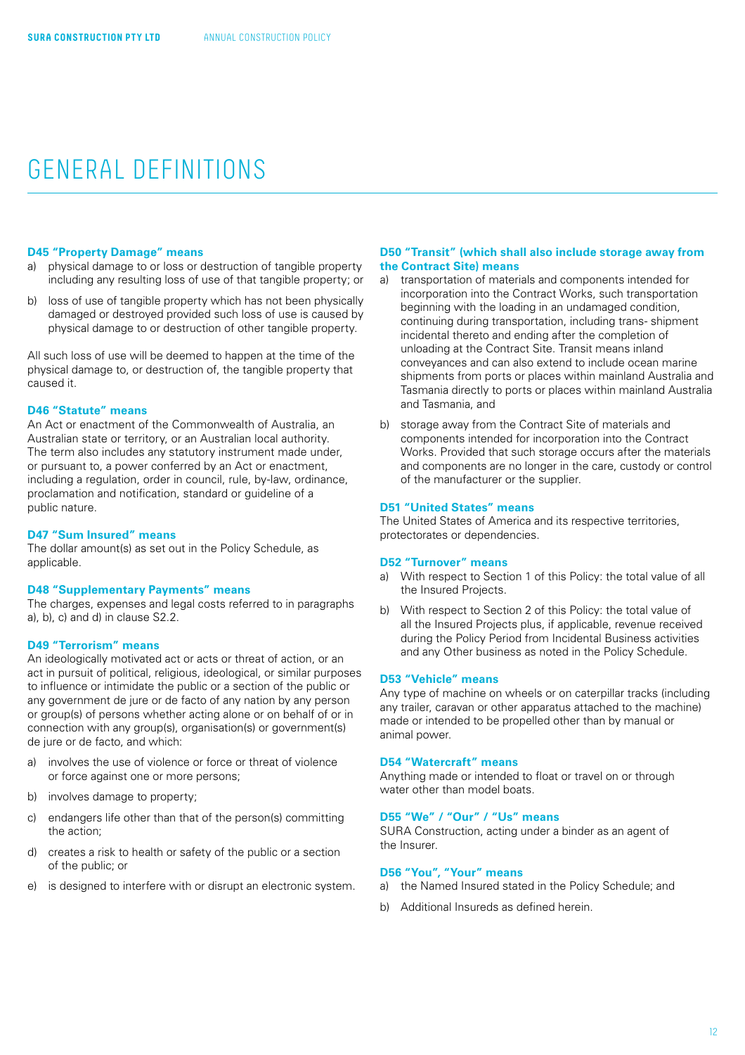# GENERAL DEFINITIONS

**D45 "Property Damage" means**

a) physical damage to or loss or destruction of tangible property including any resulting loss of use of that tangible property; or

b) loss of use of tangible property which has not been physically damaged or destroyed provided such loss of use is caused by physical damage to or destruction of other tangible property.

All such loss of use will be deemed to happen at the time of the physical damage to, or destruction of, the tangible property that caused it.

**D46 "Statute" means**

An Act or enactment of the Commonwealth of Australia, an Australian state or territory, or an Australian local authority. The term also includes any statutory instrument made under, or pursuant to, a power conferred by an Act or enactment, including a regulation, order in council, rule, by-law, ordinance, proclamation and notification, standard or guideline of a public nature.

**D47 "Sum Insured" means**

The dollar amount(s) as set out in the Policy Schedule, as applicable.

**D48 "Supplementary Payments" means**

The charges, expenses and legal costs referred to in paragraphs a), b), c) and d) in clause S2.2.

**D49 "Terrorism" means**

An ideologically motivated act or acts or threat of action, or an act in pursuit of political, religious, ideological, or similar purposes to influence or intimidate the public or a section of the public or any government de jure or de facto of any nation by any person or group(s) of persons whether acting alone or on behalf of or in connection with any group(s), organisation(s) or government(s) de jure or de facto, and which:

a) involves the use of violence or force or threat of violence or force against one or more persons;

b) involves damage to property;

c) endangers life other than that of the person(s) committing the action;

d) creates a risk to health or safety of the public or a section of the public; or

e) is designed to interfere with or disrupt an electronic system.

**D50 "Transit" (which shall also include storage away from the Contract Site) means**

a) transportation of materials and components intended for incorporation into the Contract Works, such transportation beginning with the loading in an undamaged condition, continuing during transportation, including trans- shipment incidental thereto and ending after the completion of unloading at the Contract Site. Transit means inland conveyances and can also extend to include ocean marine shipments from ports or places within mainland Australia and Tasmania directly to ports or places within mainland Australia and Tasmania, and

b) storage away from the Contract Site of materials and components intended for incorporation into the Contract Works. Provided that such storage occurs after the materials and components are no longer in the care, custody or control of the manufacturer or the supplier.

**D51 "United States" means**

The United States of America and its respective territories, protectorates or dependencies.

**D52 "Turnover" means**

a) With respect to Section 1 of this Policy: the total value of all the Insured Projects.

b) With respect to Section 2 of this Policy: the total value of all the Insured Projects plus, if applicable, revenue received during the Policy Period from Incidental Business activities and any Other business as noted in the Policy Schedule.

**D53 "Vehicle" means**

Any type of machine on wheels or on caterpillar tracks (including any trailer, caravan or other apparatus attached to the machine) made or intended to be propelled other than by manual or animal power.

**D54 "Watercraft" means**

Anything made or intended to float or travel on or through water other than model boats.

**D55 "We" / "Our" / "Us" means**

SURA Construction, acting under a binder as an agent of the Insurer.

**D56 "You", "Your" means**

a) the Named Insured stated in the Policy Schedule; and

b) Additional Insureds as defined herein.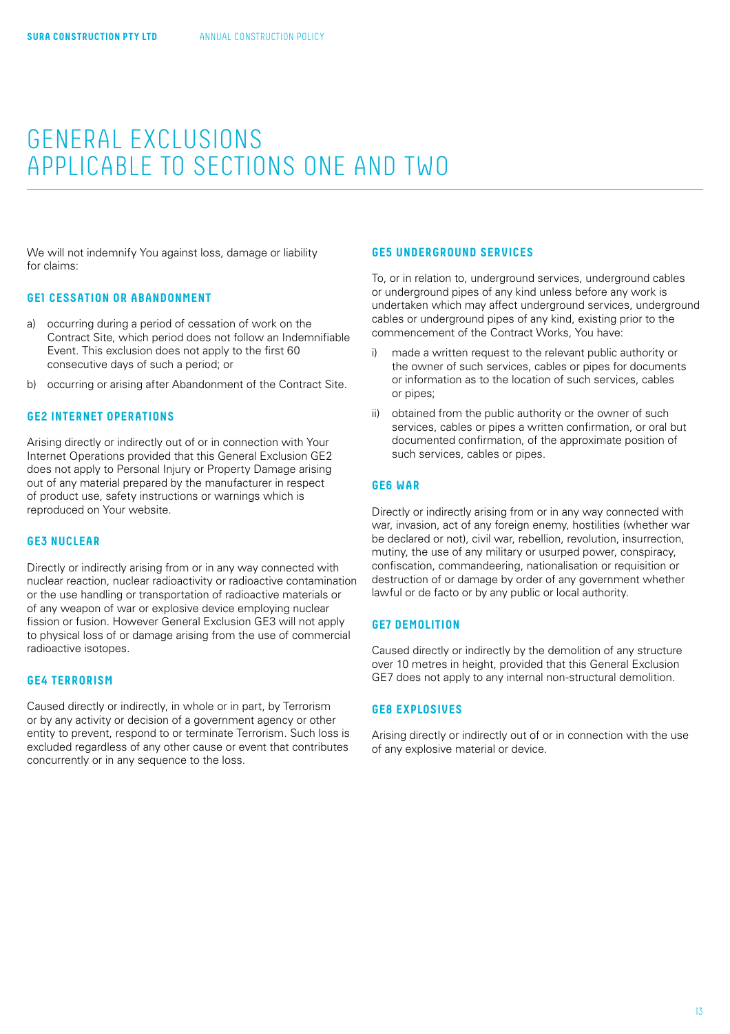# GENERAL EXCLUSIONS APPLICABLE TO SECTIONS ONE AND TWO

We will not indemnify You against loss, damage or liability for claims:

### GE1 CESSATION OR ABANDONMENT

a) occurring during a period of cessation of work on the Contract Site, which period does not follow an Indemnifiable Event. This exclusion does not apply to the first 60 consecutive days of such a period; or

b) occurring or arising after Abandonment of the Contract Site.

### GE2 INTERNET OPERATIONS

Arising directly or indirectly out of or in connection with Your Internet Operations provided that this General Exclusion GE2 does not apply to Personal Injury or Property Damage arising out of any material prepared by the manufacturer in respect of product use, safety instructions or warnings which is reproduced on Your website.

### GE3 NUCLEAR

Directly or indirectly arising from or in any way connected with nuclear reaction, nuclear radioactivity or radioactive contamination or the use handling or transportation of radioactive materials or of any weapon of war or explosive device employing nuclear fission or fusion. However General Exclusion GE3 will not apply to physical loss of or damage arising from the use of commercial radioactive isotopes.

### GE4 TERRORISM

Caused directly or indirectly, in whole or in part, by Terrorism or by any activity or decision of a government agency or other entity to prevent, respond to or terminate Terrorism. Such loss is excluded regardless of any other cause or event that contributes concurrently or in any sequence to the loss.

### GE5 UNDERGROUND SERVICES

To, or in relation to, underground services, underground cables or underground pipes of any kind unless before any work is undertaken which may affect underground services, underground cables or underground pipes of any kind, existing prior to the commencement of the Contract Works, You have:

i) made a written request to the relevant public authority or the owner of such services, cables or pipes for documents or information as to the location of such services, cables or pipes;

ii) obtained from the public authority or the owner of such services, cables or pipes a written confirmation, or oral but documented confirmation, of the approximate position of such services, cables or pipes.

### GE6 WAR

Directly or indirectly arising from or in any way connected with war, invasion, act of any foreign enemy, hostilities (whether war be declared or not), civil war, rebellion, revolution, insurrection, mutiny, the use of any military or usurped power, conspiracy, confiscation, commandeering, nationalisation or requisition or destruction of or damage by order of any government whether lawful or de facto or by any public or local authority.

### GE7 DEMOLITION

Caused directly or indirectly by the demolition of any structure over 10 metres in height, provided that this General Exclusion GE7 does not apply to any internal non-structural demolition.

### GE8 EXPLOSIVES

Arising directly or indirectly out of or in connection with the use of any explosive material or device.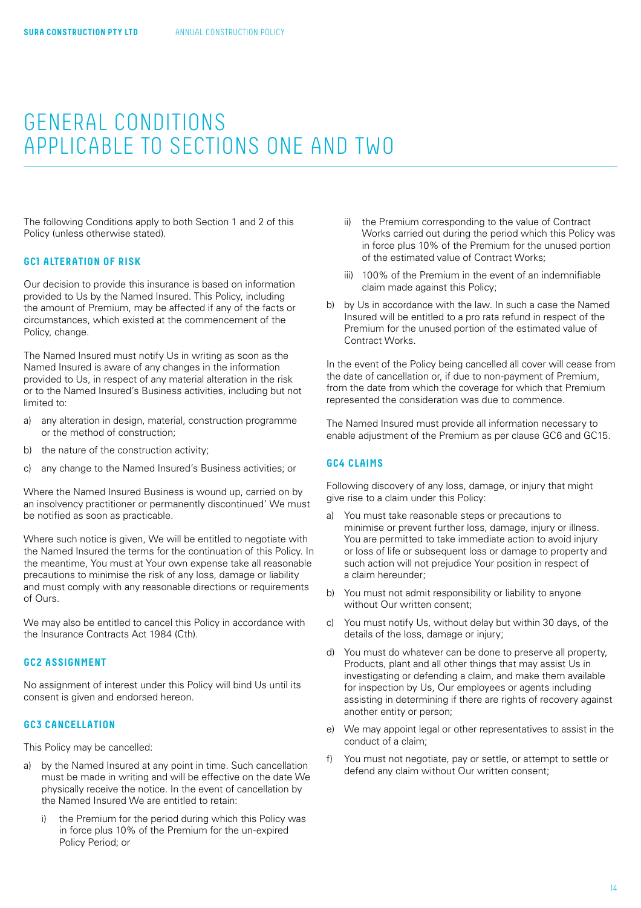# GENERAL CONDITIONS APPLICABLE TO SECTIONS ONE AND TWO

The following Conditions apply to both Section 1 and 2 of this Policy (unless otherwise stated).

### GC1 ALTERATION OF RISK

Our decision to provide this insurance is based on information provided to Us by the Named Insured. This Policy, including the amount of Premium, may be affected if any of the facts or circumstances, which existed at the commencement of the Policy, change.

The Named Insured must notify Us in writing as soon as the Named Insured is aware of any changes in the information provided to Us, in respect of any material alteration in the risk or to the Named Insured's Business activities, including but not limited to:

a) any alteration in design, material, construction programme or the method of construction;

b) the nature of the construction activity;

c) any change to the Named Insured's Business activities; or

Where the Named Insured Business is wound up, carried on by an insolvency practitioner or permanently discontinued' We must be notified as soon as practicable.

Where such notice is given, We will be entitled to negotiate with the Named Insured the terms for the continuation of this Policy. In the meantime, You must at Your own expense take all reasonable precautions to minimise the risk of any loss, damage or liability and must comply with any reasonable directions or requirements of Ours.

We may also be entitled to cancel this Policy in accordance with the Insurance Contracts Act 1984 (Cth).

### GC2 ASSIGNMENT

No assignment of interest under this Policy will bind Us until its consent is given and endorsed hereon.

### GC3 CANCELLATION

This Policy may be cancelled:

a) by the Named Insured at any point in time. Such cancellation must be made in writing and will be effective on the date We physically receive the notice. In the event of cancellation by the Named Insured We are entitled to retain:

   i) the Premium for the period during which this Policy was in force plus 10% of the Premium for the un-expired Policy Period; or

   ii) the Premium corresponding to the value of Contract Works carried out during the period which this Policy was in force plus 10% of the Premium for the unused portion of the estimated value of Contract Works;

   iii) 100% of the Premium in the event of an indemnifiable claim made against this Policy;

b) by Us in accordance with the law. In such a case the Named Insured will be entitled to a pro rata refund in respect of the Premium for the unused portion of the estimated value of Contract Works.

In the event of the Policy being cancelled all cover will cease from the date of cancellation or, if due to non-payment of Premium, from the date from which the coverage for which that Premium represented the consideration was due to commence.

The Named Insured must provide all information necessary to enable adjustment of the Premium as per clause GC6 and GC15.

### GC4 CLAIMS

Following discovery of any loss, damage, or injury that might give rise to a claim under this Policy:

a) You must take reasonable steps or precautions to minimise or prevent further loss, damage, injury or illness. You are permitted to take immediate action to avoid injury or loss of life or subsequent loss or damage to property and such action will not prejudice Your position in respect of a claim hereunder;

b) You must not admit responsibility or liability to anyone without Our written consent;

c) You must notify Us, without delay but within 30 days, of the details of the loss, damage or injury;

d) You must do whatever can be done to preserve all property, Products, plant and all other things that may assist Us in investigating or defending a claim, and make them available for inspection by Us, Our employees or agents including assisting in determining if there are rights of recovery against another entity or person;

e) We may appoint legal or other representatives to assist in the conduct of a claim;

f) You must not negotiate, pay or settle, or attempt to settle or defend any claim without Our written consent;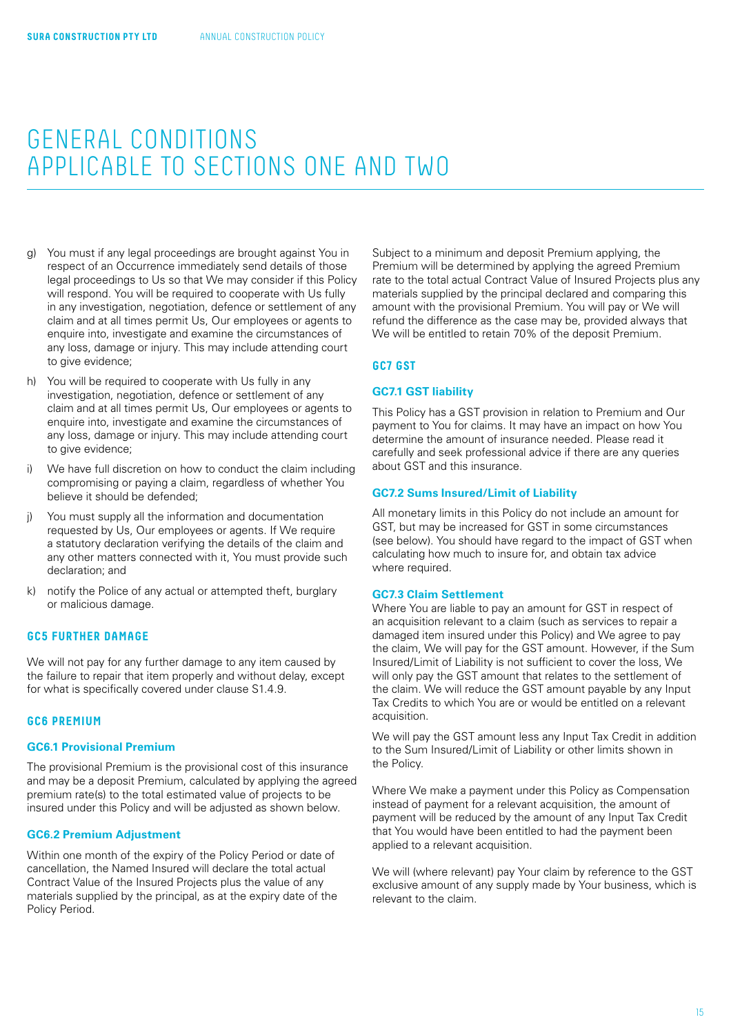# GENERAL CONDITIONS APPLICABLE TO SECTIONS ONE AND TWO

g) You must if any legal proceedings are brought against You in respect of an Occurrence immediately send details of those legal proceedings to Us so that We may consider if this Policy will respond. You will be required to cooperate with Us fully in any investigation, negotiation, defence or settlement of any claim and at all times permit Us, Our employees or agents to enquire into, investigate and examine the circumstances of any loss, damage or injury. This may include attending court to give evidence;

h) You will be required to cooperate with Us fully in any investigation, negotiation, defence or settlement of any claim and at all times permit Us, Our employees or agents to enquire into, investigate and examine the circumstances of any loss, damage or injury. This may include attending court to give evidence;

i) We have full discretion on how to conduct the claim including compromising or paying a claim, regardless of whether You believe it should be defended;

j) You must supply all the information and documentation requested by Us, Our employees or agents. If We require a statutory declaration verifying the details of the claim and any other matters connected with it, You must provide such declaration; and

k) notify the Police of any actual or attempted theft, burglary or malicious damage.

## GC5 FURTHER DAMAGE

We will not pay for any further damage to any item caused by the failure to repair that item properly and without delay, except for what is specifically covered under clause S1.4.9.

## GC6 PREMIUM

### GC6.1 Provisional Premium

The provisional Premium is the provisional cost of this insurance and may be a deposit Premium, calculated by applying the agreed premium rate(s) to the total estimated value of projects to be insured under this Policy and will be adjusted as shown below.

### GC6.2 Premium Adjustment

Within one month of the expiry of the Policy Period or date of cancellation, the Named Insured will declare the total actual Contract Value of the Insured Projects plus the value of any materials supplied by the principal, as at the expiry date of the Policy Period.

Subject to a minimum and deposit Premium applying, the Premium will be determined by applying the agreed Premium rate to the total actual Contract Value of Insured Projects plus any materials supplied by the principal declared and comparing this amount with the provisional Premium. You will pay or We will refund the difference as the case may be, provided always that We will be entitled to retain 70% of the deposit Premium.

## GC7 GST

### GC7.1 GST liability

This Policy has a GST provision in relation to Premium and Our payment to You for claims. It may have an impact on how You determine the amount of insurance needed. Please read it carefully and seek professional advice if there are any queries about GST and this insurance.

### GC7.2 Sums Insured/Limit of Liability

All monetary limits in this Policy do not include an amount for GST, but may be increased for GST in some circumstances (see below). You should have regard to the impact of GST when calculating how much to insure for, and obtain tax advice where required.

### GC7.3 Claim Settlement

Where You are liable to pay an amount for GST in respect of an acquisition relevant to a claim (such as services to repair a damaged item insured under this Policy) and We agree to pay the claim, We will pay for the GST amount. However, if the Sum Insured/Limit of Liability is not sufficient to cover the loss, We will only pay the GST amount that relates to the settlement of the claim. We will reduce the GST amount payable by any Input Tax Credits to which You are or would be entitled on a relevant acquisition.

We will pay the GST amount less any Input Tax Credit in addition to the Sum Insured/Limit of Liability or other limits shown in the Policy.

Where We make a payment under this Policy as Compensation instead of payment for a relevant acquisition, the amount of payment will be reduced by the amount of any Input Tax Credit that You would have been entitled to had the payment been applied to a relevant acquisition.

We will (where relevant) pay Your claim by reference to the GST exclusive amount of any supply made by Your business, which is relevant to the claim.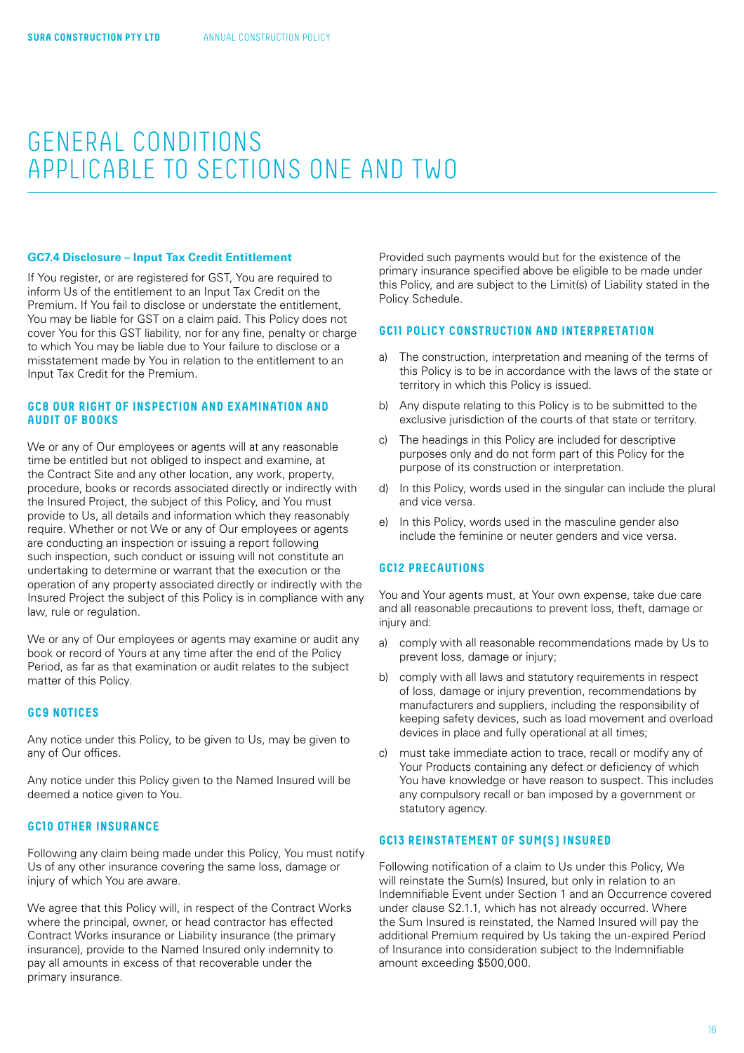# GENERAL CONDITIONS APPLICABLE TO SECTIONS ONE AND TWO

### GC7.4 Disclosure – Input Tax Credit Entitlement

If You register, or are registered for GST, You are required to inform Us of the entitlement to an Input Tax Credit on the Premium. If You fail to disclose or understate the entitlement, You may be liable for GST on a claim paid. This Policy does not cover You for this GST liability, nor for any fine, penalty or charge to which You may be liable due to Your failure to disclose or a misstatement made by You in relation to the entitlement to an Input Tax Credit for the Premium.

### GC8 OUR RIGHT OF INSPECTION AND EXAMINATION AND AUDIT OF BOOKS

We or any of Our employees or agents will at any reasonable time be entitled but not obliged to inspect and examine, at the Contract Site and any other location, any work, property, procedure, books or records associated directly or indirectly with the Insured Project, the subject of this Policy, and You must provide to Us, all details and information which they reasonably require. Whether or not We or any of Our employees or agents are conducting an inspection or issuing a report following such inspection, such conduct or issuing will not constitute an undertaking to determine or warrant that the execution or the operation of any property associated directly or indirectly with the Insured Project the subject of this Policy is in compliance with any law, rule or regulation.

We or any of Our employees or agents may examine or audit any book or record of Yours at any time after the end of the Policy Period, as far as that examination or audit relates to the subject matter of this Policy.

### GC9 NOTICES

Any notice under this Policy, to be given to Us, may be given to any of Our offices.

Any notice under this Policy given to the Named Insured will be deemed a notice given to You.

### GC10 OTHER INSURANCE

Following any claim being made under this Policy, You must notify Us of any other insurance covering the same loss, damage or injury of which You are aware.

We agree that this Policy will, in respect of the Contract Works where the principal, owner, or head contractor has effected Contract Works insurance or Liability insurance (the primary insurance), provide to the Named Insured only indemnity to pay all amounts in excess of that recoverable under the primary insurance.

Provided such payments would but for the existence of the primary insurance specified above be eligible to be made under this Policy, and are subject to the Limit(s) of Liability stated in the Policy Schedule.

### GC11 POLICY CONSTRUCTION AND INTERPRETATION

a) The construction, interpretation and meaning of the terms of this Policy is to be in accordance with the laws of the state or territory in which this Policy is issued.

b) Any dispute relating to this Policy is to be submitted to the exclusive jurisdiction of the courts of that state or territory.

c) The headings in this Policy are included for descriptive purposes only and do not form part of this Policy for the purpose of its construction or interpretation.

d) In this Policy, words used in the singular can include the plural and vice versa.

e) In this Policy, words used in the masculine gender also include the feminine or neuter genders and vice versa.

### GC12 PRECAUTIONS

You and Your agents must, at Your own expense, take due care and all reasonable precautions to prevent loss, theft, damage or injury and:

a) comply with all reasonable recommendations made by Us to prevent loss, damage or injury;

b) comply with all laws and statutory requirements in respect of loss, damage or injury prevention, recommendations by manufacturers and suppliers, including the responsibility of keeping safety devices, such as load movement and overload devices in place and fully operational at all times;

c) must take immediate action to trace, recall or modify any of Your Products containing any defect or deficiency of which You have knowledge or have reason to suspect. This includes any compulsory recall or ban imposed by a government or statutory agency.

### GC13 REINSTATEMENT OF SUM(S) INSURED

Following notification of a claim to Us under this Policy, We will reinstate the Sum(s) Insured, but only in relation to an Indemnifiable Event under Section 1 and an Occurrence covered under clause S2.1.1, which has not already occurred. Where the Sum Insured is reinstated, the Named Insured will pay the additional Premium required by Us taking the un-expired Period of Insurance into consideration subject to the Indemnifiable amount exceeding $500,000.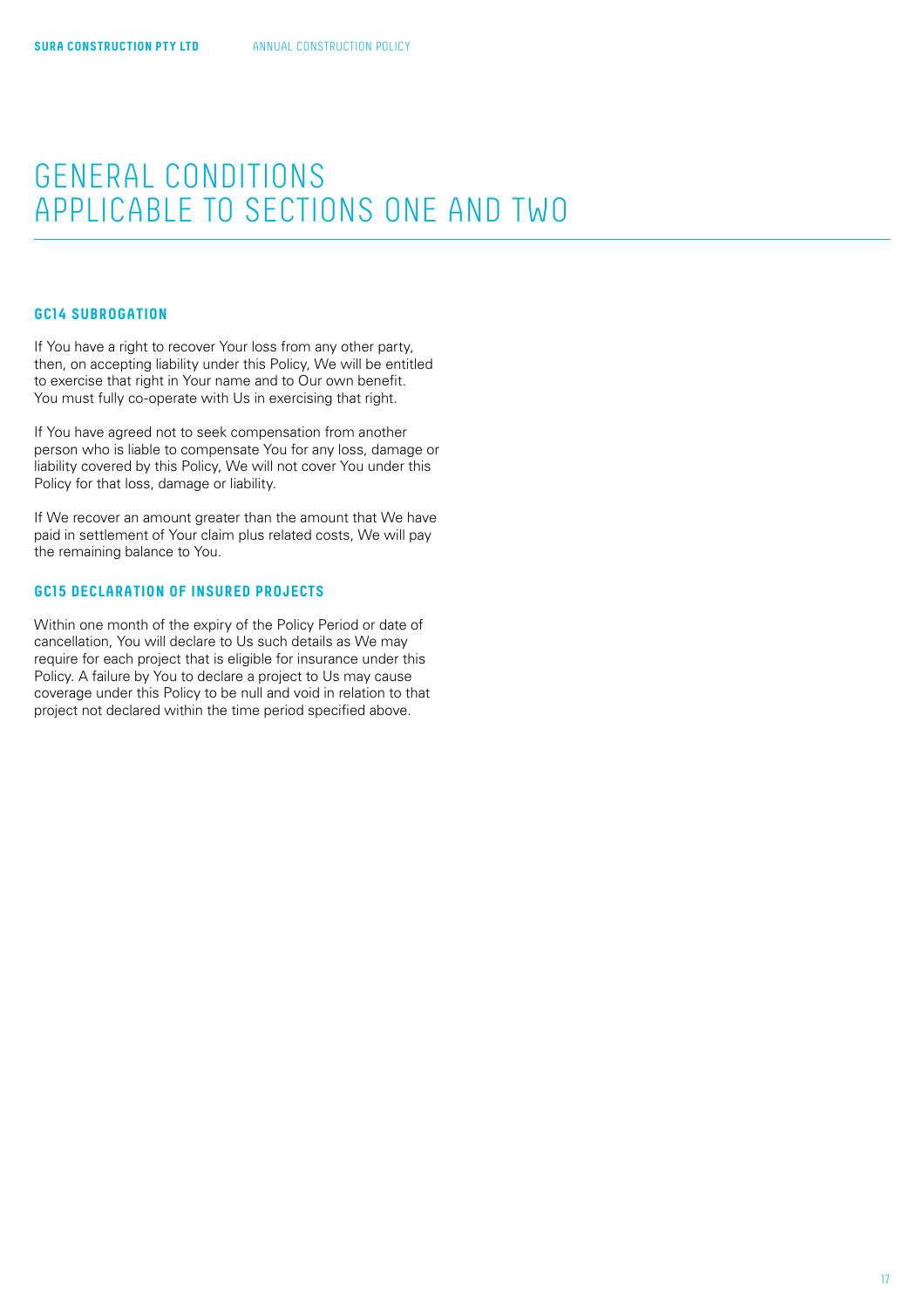# GENERAL CONDITIONS APPLICABLE TO SECTIONS ONE AND TWO

### GC14 SUBROGATION

If You have a right to recover Your loss from any other party, then, on accepting liability under this Policy, We will be entitled to exercise that right in Your name and to Our own benefit. You must fully co-operate with Us in exercising that right.

If You have agreed not to seek compensation from another person who is liable to compensate You for any loss, damage or liability covered by this Policy, We will not cover You under this Policy for that loss, damage or liability.

If We recover an amount greater than the amount that We have paid in settlement of Your claim plus related costs, We will pay the remaining balance to You.

### GC15 DECLARATION OF INSURED PROJECTS

Within one month of the expiry of the Policy Period or date of cancellation, You will declare to Us such details as We may require for each project that is eligible for insurance under this Policy. A failure by You to declare a project to Us may cause coverage under this Policy to be null and void in relation to that project not declared within the time period specified above.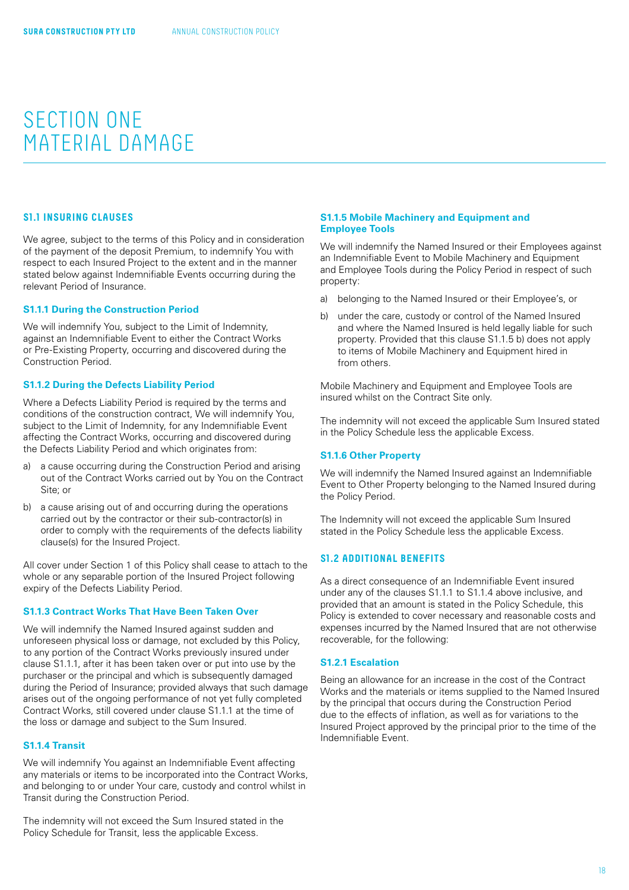# SECTION ONE MATERIAL DAMAGE

## S1.1 INSURING CLAUSES

We agree, subject to the terms of this Policy and in consideration of the payment of the deposit Premium, to indemnify You with respect to each Insured Project to the extent and in the manner stated below against Indemnifiable Events occurring during the relevant Period of Insurance.

### S1.1.1 During the Construction Period

We will indemnify You, subject to the Limit of Indemnity, against an Indemnifiable Event to either the Contract Works or Pre-Existing Property, occurring and discovered during the Construction Period.

### S1.1.2 During the Defects Liability Period

Where a Defects Liability Period is required by the terms and conditions of the construction contract, We will indemnify You, subject to the Limit of Indemnity, for any Indemnifiable Event affecting the Contract Works, occurring and discovered during the Defects Liability Period and which originates from:

a) a cause occurring during the Construction Period and arising out of the Contract Works carried out by You on the Contract Site; or

b) a cause arising out of and occurring during the operations carried out by the contractor or their sub-contractor(s) in order to comply with the requirements of the defects liability clause(s) for the Insured Project.

All cover under Section 1 of this Policy shall cease to attach to the whole or any separable portion of the Insured Project following expiry of the Defects Liability Period.

### S1.1.3 Contract Works That Have Been Taken Over

We will indemnify the Named Insured against sudden and unforeseen physical loss or damage, not excluded by this Policy, to any portion of the Contract Works previously insured under clause S1.1.1, after it has been taken over or put into use by the purchaser or the principal and which is subsequently damaged during the Period of Insurance; provided always that such damage arises out of the ongoing performance of not yet fully completed Contract Works, still covered under clause S1.1.1 at the time of the loss or damage and subject to the Sum Insured.

### S1.1.4 Transit

We will indemnify You against an Indemnifiable Event affecting any materials or items to be incorporated into the Contract Works, and belonging to or under Your care, custody and control whilst in Transit during the Construction Period.

The indemnity will not exceed the Sum Insured stated in the Policy Schedule for Transit, less the applicable Excess.

### S1.1.5 Mobile Machinery and Equipment and Employee Tools

We will indemnify the Named Insured or their Employees against an Indemnifiable Event to Mobile Machinery and Equipment and Employee Tools during the Policy Period in respect of such property:

a) belonging to the Named Insured or their Employee's, or

b) under the care, custody or control of the Named Insured and where the Named Insured is held legally liable for such property. Provided that this clause S1.1.5 b) does not apply to items of Mobile Machinery and Equipment hired in from others.

Mobile Machinery and Equipment and Employee Tools are insured whilst on the Contract Site only.

The indemnity will not exceed the applicable Sum Insured stated in the Policy Schedule less the applicable Excess.

### S1.1.6 Other Property

We will indemnify the Named Insured against an Indemnifiable Event to Other Property belonging to the Named Insured during the Policy Period.

The Indemnity will not exceed the applicable Sum Insured stated in the Policy Schedule less the applicable Excess.

## S1.2 ADDITIONAL BENEFITS

As a direct consequence of an Indemnifiable Event insured under any of the clauses S1.1.1 to S1.1.4 above inclusive, and provided that an amount is stated in the Policy Schedule, this Policy is extended to cover necessary and reasonable costs and expenses incurred by the Named Insured that are not otherwise recoverable, for the following:

### S1.2.1 Escalation

Being an allowance for an increase in the cost of the Contract Works and the materials or items supplied to the Named Insured by the principal that occurs during the Construction Period due to the effects of inflation, as well as for variations to the Insured Project approved by the principal prior to the time of the Indemnifiable Event.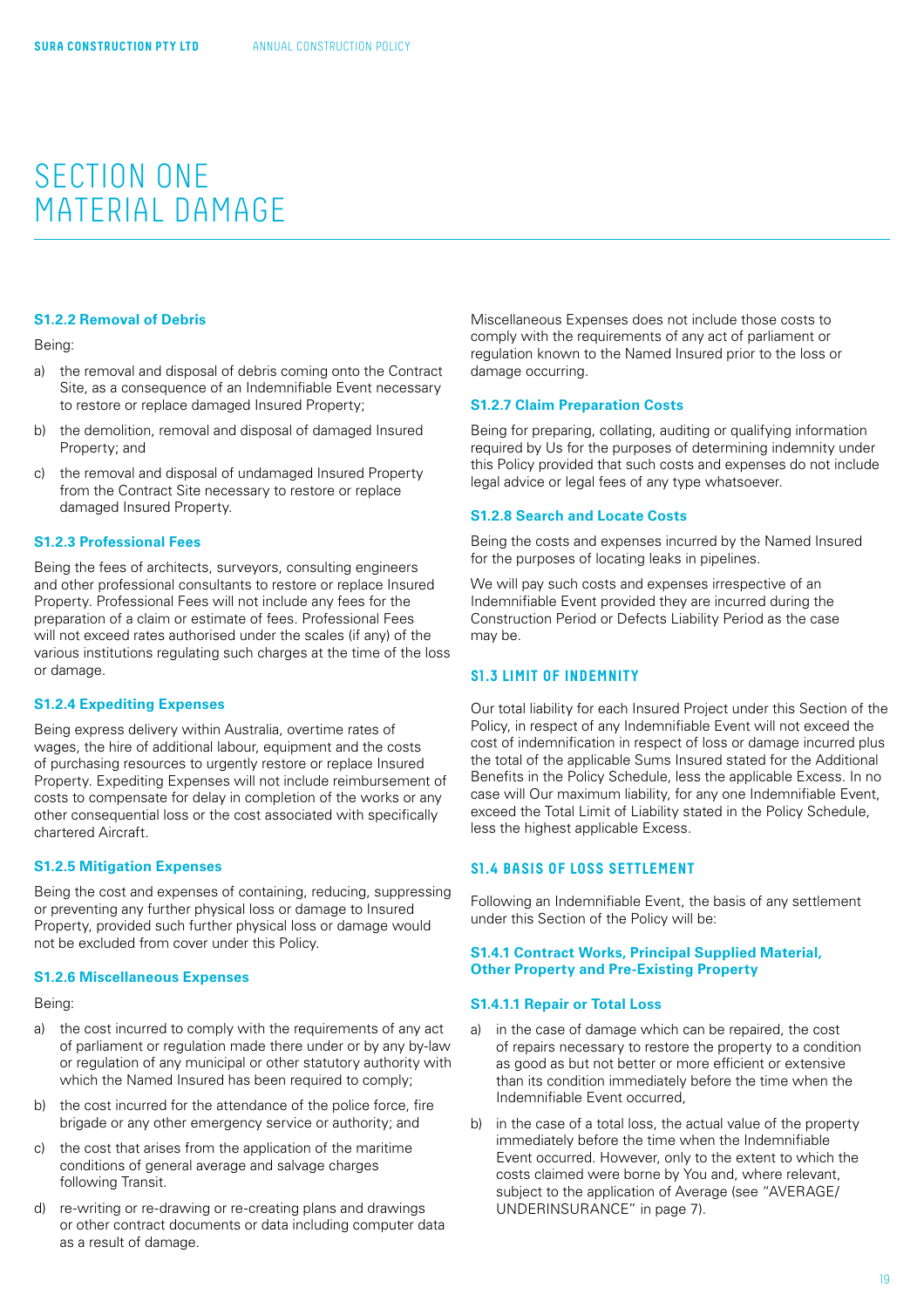# SECTION ONE MATERIAL DAMAGE

### S1.2.2 Removal of Debris

Being:

a) the removal and disposal of debris coming onto the Contract Site, as a consequence of an Indemnifiable Event necessary to restore or replace damaged Insured Property;

b) the demolition, removal and disposal of damaged Insured Property; and

c) the removal and disposal of undamaged Insured Property from the Contract Site necessary to restore or replace damaged Insured Property.

### S1.2.3 Professional Fees

Being the fees of architects, surveyors, consulting engineers and other professional consultants to restore or replace Insured Property. Professional Fees will not include any fees for the preparation of a claim or estimate of fees. Professional Fees will not exceed rates authorised under the scales (if any) of the various institutions regulating such charges at the time of the loss or damage.

### S1.2.4 Expediting Expenses

Being express delivery within Australia, overtime rates of wages, the hire of additional labour, equipment and the costs of purchasing resources to urgently restore or replace Insured Property. Expediting Expenses will not include reimbursement of costs to compensate for delay in completion of the works or any other consequential loss or the cost associated with specifically chartered Aircraft.

### S1.2.5 Mitigation Expenses

Being the cost and expenses of containing, reducing, suppressing or preventing any further physical loss or damage to Insured Property, provided such further physical loss or damage would not be excluded from cover under this Policy.

### S1.2.6 Miscellaneous Expenses

Being:

a) the cost incurred to comply with the requirements of any act of parliament or regulation made there under or by any by-law or regulation of any municipal or other statutory authority with which the Named Insured has been required to comply;

b) the cost incurred for the attendance of the police force, fire brigade or any other emergency service or authority; and

c) the cost that arises from the application of the maritime conditions of general average and salvage charges following Transit.

d) re-writing or re-drawing or re-creating plans and drawings or other contract documents or data including computer data as a result of damage.

Miscellaneous Expenses does not include those costs to comply with the requirements of any act of parliament or regulation known to the Named Insured prior to the loss or damage occurring.

### S1.2.7 Claim Preparation Costs

Being for preparing, collating, auditing or qualifying information required by Us for the purposes of determining indemnity under this Policy provided that such costs and expenses do not include legal advice or legal fees of any type whatsoever.

### S1.2.8 Search and Locate Costs

Being the costs and expenses incurred by the Named Insured for the purposes of locating leaks in pipelines.

We will pay such costs and expenses irrespective of an Indemnifiable Event provided they are incurred during the Construction Period or Defects Liability Period as the case may be.

## S1.3 LIMIT OF INDEMNITY

Our total liability for each Insured Project under this Section of the Policy, in respect of any Indemnifiable Event will not exceed the cost of indemnification in respect of loss or damage incurred plus the total of the applicable Sums Insured stated for the Additional Benefits in the Policy Schedule, less the applicable Excess. In no case will Our maximum liability, for any one Indemnifiable Event, exceed the Total Limit of Liability stated in the Policy Schedule, less the highest applicable Excess.

## S1.4 BASIS OF LOSS SETTLEMENT

Following an Indemnifiable Event, the basis of any settlement under this Section of the Policy will be:

### S1.4.1 Contract Works, Principal Supplied Material, Other Property and Pre-Existing Property

### S1.4.1.1 Repair or Total Loss

a) in the case of damage which can be repaired, the cost of repairs necessary to restore the property to a condition as good as but not better or more efficient or extensive than its condition immediately before the time when the Indemnifiable Event occurred,

b) in the case of a total loss, the actual value of the property immediately before the time when the Indemnifiable Event occurred. However, only to the extent to which the costs claimed were borne by You and, where relevant, subject to the application of Average (see "AVERAGE/ UNDERINSURANCE" in page 7).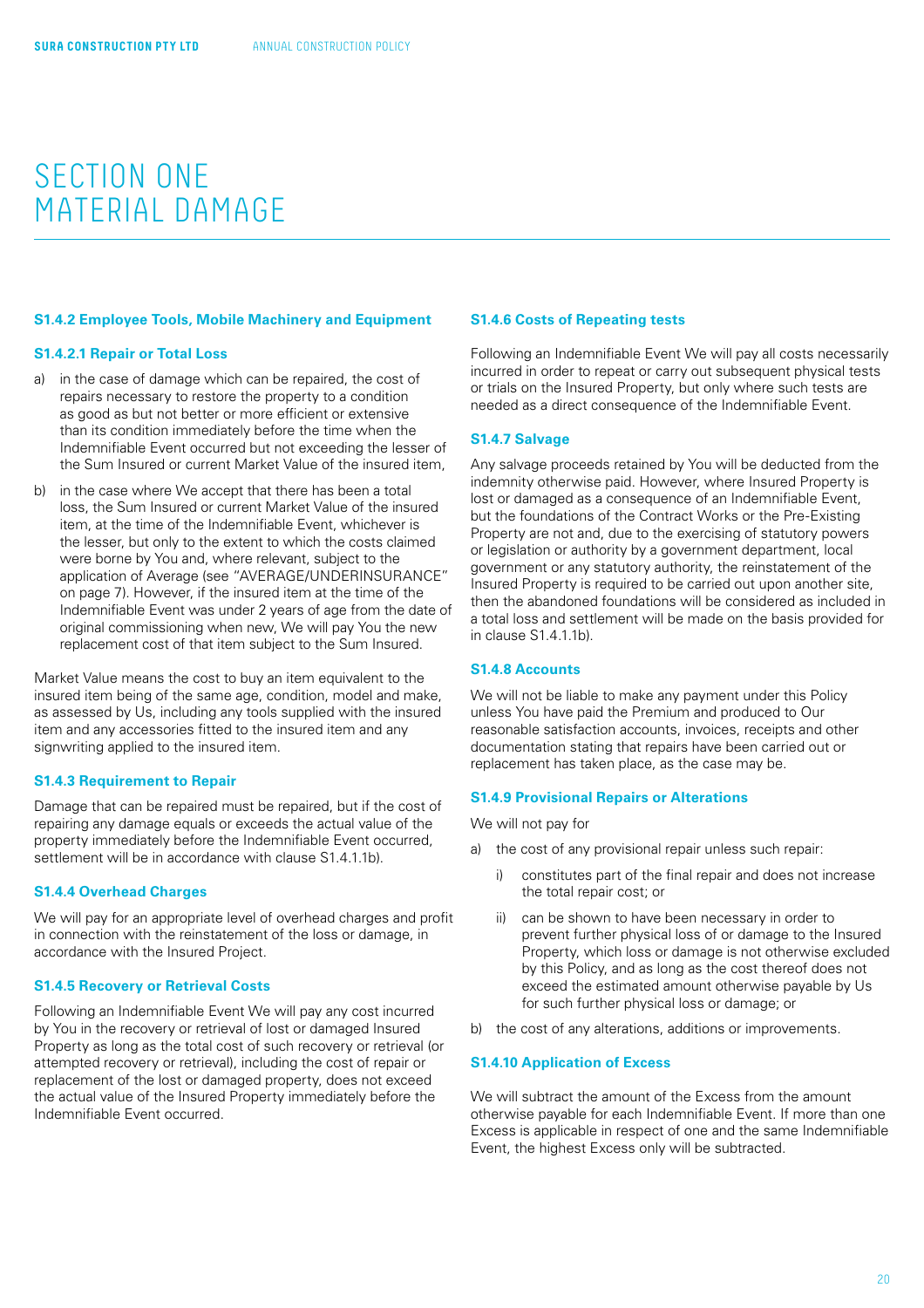# SECTION ONE MATERIAL DAMAGE

### S1.4.2 Employee Tools, Mobile Machinery and Equipment

#### S1.4.2.1 Repair or Total Loss

a) in the case of damage which can be repaired, the cost of repairs necessary to restore the property to a condition as good as but not better or more efficient or extensive than its condition immediately before the time when the Indemnifiable Event occurred but not exceeding the lesser of the Sum Insured or current Market Value of the insured item,

b) in the case where We accept that there has been a total loss, the Sum Insured or current Market Value of the insured item, at the time of the Indemnifiable Event, whichever is the lesser, but only to the extent to which the costs claimed were borne by You and, where relevant, subject to the application of Average (see "AVERAGE/UNDERINSURANCE" on page 7). However, if the insured item at the time of the Indemnifiable Event was under 2 years of age from the date of original commissioning when new, We will pay You the new replacement cost of that item subject to the Sum Insured.

Market Value means the cost to buy an item equivalent to the insured item being of the same age, condition, model and make, as assessed by Us, including any tools supplied with the insured item and any accessories fitted to the insured item and any signwriting applied to the insured item.

### S1.4.3 Requirement to Repair

Damage that can be repaired must be repaired, but if the cost of repairing any damage equals or exceeds the actual value of the property immediately before the Indemnifiable Event occurred, settlement will be in accordance with clause S1.4.1.1b).

### S1.4.4 Overhead Charges

We will pay for an appropriate level of overhead charges and profit in connection with the reinstatement of the loss or damage, in accordance with the Insured Project.

### S1.4.5 Recovery or Retrieval Costs

Following an Indemnifiable Event We will pay any cost incurred by You in the recovery or retrieval of lost or damaged Insured Property as long as the total cost of such recovery or retrieval (or attempted recovery or retrieval), including the cost of repair or replacement of the lost or damaged property, does not exceed the actual value of the Insured Property immediately before the Indemnifiable Event occurred.

### S1.4.6 Costs of Repeating tests

Following an Indemnifiable Event We will pay all costs necessarily incurred in order to repeat or carry out subsequent physical tests or trials on the Insured Property, but only where such tests are needed as a direct consequence of the Indemnifiable Event.

### S1.4.7 Salvage

Any salvage proceeds retained by You will be deducted from the indemnity otherwise paid. However, where Insured Property is lost or damaged as a consequence of an Indemnifiable Event, but the foundations of the Contract Works or the Pre-Existing Property are not and, due to the exercising of statutory powers or legislation or authority by a government department, local government or any statutory authority, the reinstatement of the Insured Property is required to be carried out upon another site, then the abandoned foundations will be considered as included in a total loss and settlement will be made on the basis provided for in clause S1.4.1.1b).

### S1.4.8 Accounts

We will not be liable to make any payment under this Policy unless You have paid the Premium and produced to Our reasonable satisfaction accounts, invoices, receipts and other documentation stating that repairs have been carried out or replacement has taken place, as the case may be.

### S1.4.9 Provisional Repairs or Alterations

We will not pay for

a) the cost of any provisional repair unless such repair:

   i) constitutes part of the final repair and does not increase the total repair cost; or

   ii) can be shown to have been necessary in order to prevent further physical loss of or damage to the Insured Property, which loss or damage is not otherwise excluded by this Policy, and as long as the cost thereof does not exceed the estimated amount otherwise payable by Us for such further physical loss or damage; or

b) the cost of any alterations, additions or improvements.

### S1.4.10 Application of Excess

We will subtract the amount of the Excess from the amount otherwise payable for each Indemnifiable Event. If more than one Excess is applicable in respect of one and the same Indemnifiable Event, the highest Excess only will be subtracted.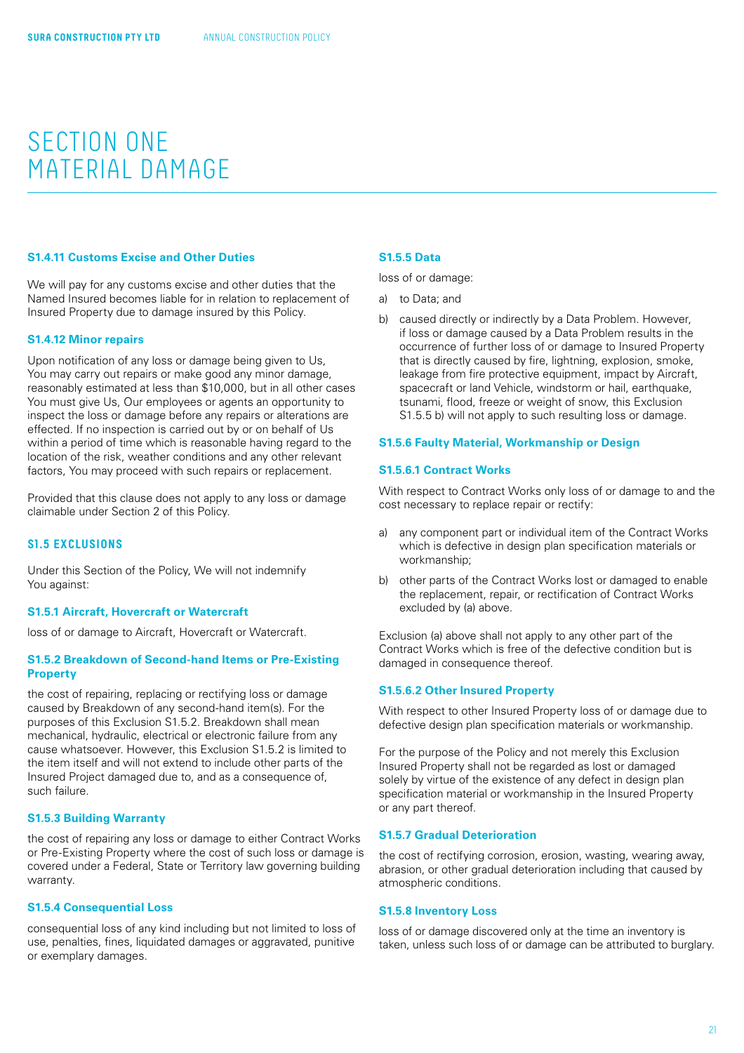# SECTION ONE MATERIAL DAMAGE

### S1.4.11 Customs Excise and Other Duties

We will pay for any customs excise and other duties that the Named Insured becomes liable for in relation to replacement of Insured Property due to damage insured by this Policy.

### S1.4.12 Minor repairs

Upon notification of any loss or damage being given to Us, You may carry out repairs or make good any minor damage, reasonably estimated at less than $10,000, but in all other cases You must give Us, Our employees or agents an opportunity to inspect the loss or damage before any repairs or alterations are effected. If no inspection is carried out by or on behalf of Us within a period of time which is reasonable having regard to the location of the risk, weather conditions and any other relevant factors, You may proceed with such repairs or replacement.

Provided that this clause does not apply to any loss or damage claimable under Section 2 of this Policy.

## S1.5 EXCLUSIONS

Under this Section of the Policy, We will not indemnify You against:

### S1.5.1 Aircraft, Hovercraft or Watercraft

loss of or damage to Aircraft, Hovercraft or Watercraft.

### S1.5.2 Breakdown of Second-hand Items or Pre-Existing Property

the cost of repairing, replacing or rectifying loss or damage caused by Breakdown of any second-hand item(s). For the purposes of this Exclusion S1.5.2. Breakdown shall mean mechanical, hydraulic, electrical or electronic failure from any cause whatsoever. However, this Exclusion S1.5.2 is limited to the item itself and will not extend to include other parts of the Insured Project damaged due to, and as a consequence of, such failure.

### S1.5.3 Building Warranty

the cost of repairing any loss or damage to either Contract Works or Pre-Existing Property where the cost of such loss or damage is covered under a Federal, State or Territory law governing building warranty.

### S1.5.4 Consequential Loss

consequential loss of any kind including but not limited to loss of use, penalties, fines, liquidated damages or aggravated, punitive or exemplary damages.

### S1.5.5 Data

loss of or damage:

a) to Data; and

b) caused directly or indirectly by a Data Problem. However, if loss or damage caused by a Data Problem results in the occurrence of further loss of or damage to Insured Property that is directly caused by fire, lightning, explosion, smoke, leakage from fire protective equipment, impact by Aircraft, spacecraft or land Vehicle, windstorm or hail, earthquake, tsunami, flood, freeze or weight of snow, this Exclusion S1.5.5 b) will not apply to such resulting loss or damage.

### S1.5.6 Faulty Material, Workmanship or Design

#### S1.5.6.1 Contract Works

With respect to Contract Works only loss of or damage to and the cost necessary to replace repair or rectify:

a) any component part or individual item of the Contract Works which is defective in design plan specification materials or workmanship;

b) other parts of the Contract Works lost or damaged to enable the replacement, repair, or rectification of Contract Works excluded by (a) above.

Exclusion (a) above shall not apply to any other part of the Contract Works which is free of the defective condition but is damaged in consequence thereof.

#### S1.5.6.2 Other Insured Property

With respect to other Insured Property loss of or damage due to defective design plan specification materials or workmanship.

For the purpose of the Policy and not merely this Exclusion Insured Property shall not be regarded as lost or damaged solely by virtue of the existence of any defect in design plan specification material or workmanship in the Insured Property or any part thereof.

### S1.5.7 Gradual Deterioration

the cost of rectifying corrosion, erosion, wasting, wearing away, abrasion, or other gradual deterioration including that caused by atmospheric conditions.

### S1.5.8 Inventory Loss

loss of or damage discovered only at the time an inventory is taken, unless such loss of or damage can be attributed to burglary.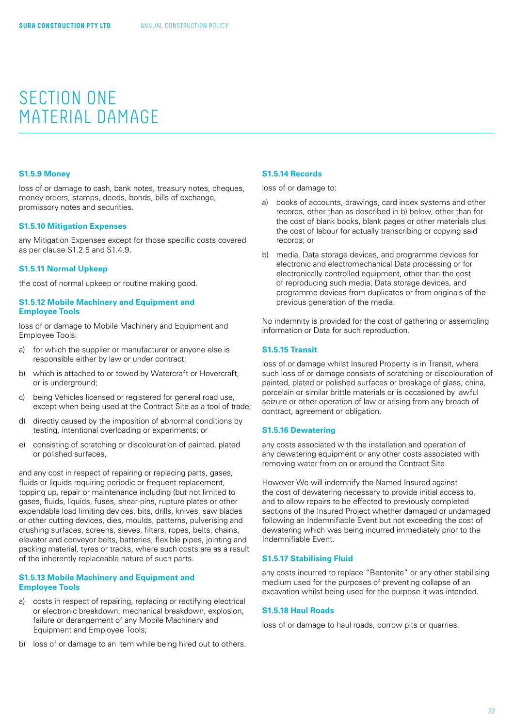# SECTION ONE MATERIAL DAMAGE

### S1.5.9 Money

loss of or damage to cash, bank notes, treasury notes, cheques, money orders, stamps, deeds, bonds, bills of exchange, promissory notes and securities.

### S1.5.10 Mitigation Expenses

any Mitigation Expenses except for those specific costs covered as per clause S1.2.5 and S1.4.9.

### S1.5.11 Normal Upkeep

the cost of normal upkeep or routine making good.

### S1.5.12 Mobile Machinery and Equipment and Employee Tools

loss of or damage to Mobile Machinery and Equipment and Employee Tools:

a) for which the supplier or manufacturer or anyone else is responsible either by law or under contract;

b) which is attached to or towed by Watercraft or Hovercraft, or is underground;

c) being Vehicles licensed or registered for general road use, except when being used at the Contract Site as a tool of trade;

d) directly caused by the imposition of abnormal conditions by testing, intentional overloading or experiments; or

e) consisting of scratching or discolouration of painted, plated or polished surfaces,

and any cost in respect of repairing or replacing parts, gases, fluids or liquids requiring periodic or frequent replacement, topping up, repair or maintenance including (but not limited to gases, fluids, liquids, fuses, shear-pins, rupture plates or other expendable load limiting devices, bits, drills, knives, saw blades or other cutting devices, dies, moulds, patterns, pulverising and crushing surfaces, screens, sieves, filters, ropes, belts, chains, elevator and conveyor belts, batteries, flexible pipes, jointing and packing material, tyres or tracks, where such costs are as a result of the inherently replaceable nature of such parts.

### S1.5.13 Mobile Machinery and Equipment and Employee Tools

a) costs in respect of repairing, replacing or rectifying electrical or electronic breakdown, mechanical breakdown, explosion, failure or derangement of any Mobile Machinery and Equipment and Employee Tools;

b) loss of or damage to an item while being hired out to others.

### S1.5.14 Records

loss of or damage to:

a) books of accounts, drawings, card index systems and other records, other than as described in b) below, other than for the cost of blank books, blank pages or other materials plus the cost of labour for actually transcribing or copying said records; or

b) media, Data storage devices, and programme devices for electronic and electromechanical Data processing or for electronically controlled equipment, other than the cost of reproducing such media, Data storage devices, and programme devices from duplicates or from originals of the previous generation of the media.

No indemnity is provided for the cost of gathering or assembling information or Data for such reproduction.

### S1.5.15 Transit

loss of or damage whilst Insured Property is in Transit, where such loss of or damage consists of scratching or discolouration of painted, plated or polished surfaces or breakage of glass, china, porcelain or similar brittle materials or is occasioned by lawful seizure or other operation of law or arising from any breach of contract, agreement or obligation.

### S1.5.16 Dewatering

any costs associated with the installation and operation of any dewatering equipment or any other costs associated with removing water from on or around the Contract Site.

However We will indemnify the Named Insured against the cost of dewatering necessary to provide initial access to, and to allow repairs to be effected to previously completed sections of the Insured Project whether damaged or undamaged following an Indemnifiable Event but not exceeding the cost of dewatering which was being incurred immediately prior to the Indemnifiable Event.

### S1.5.17 Stabilising Fluid

any costs incurred to replace "Bentonite" or any other stabilising medium used for the purposes of preventing collapse of an excavation whilst being used for the purpose it was intended.

### S1.5.18 Haul Roads

loss of or damage to haul roads, borrow pits or quarries.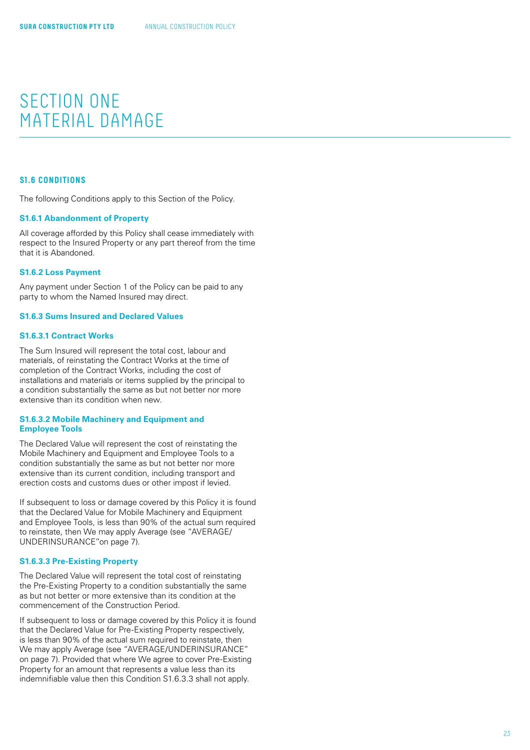# SECTION ONE
# MATERIAL DAMAGE

## S1.6 CONDITIONS

The following Conditions apply to this Section of the Policy.

### S1.6.1 Abandonment of Property

All coverage afforded by this Policy shall cease immediately with respect to the Insured Property or any part thereof from the time that it is Abandoned.

### S1.6.2 Loss Payment

Any payment under Section 1 of the Policy can be paid to any party to whom the Named Insured may direct.

### S1.6.3 Sums Insured and Declared Values

#### S1.6.3.1 Contract Works

The Sum Insured will represent the total cost, labour and materials, of reinstating the Contract Works at the time of completion of the Contract Works, including the cost of installations and materials or items supplied by the principal to a condition substantially the same as but not better nor more extensive than its condition when new.

#### S1.6.3.2 Mobile Machinery and Equipment and Employee Tools

The Declared Value will represent the cost of reinstating the Mobile Machinery and Equipment and Employee Tools to a condition substantially the same as but not better nor more extensive than its current condition, including transport and erection costs and customs dues or other impost if levied.

If subsequent to loss or damage covered by this Policy it is found that the Declared Value for Mobile Machinery and Equipment and Employee Tools, is less than 90% of the actual sum required to reinstate, then We may apply Average (see "AVERAGE/UNDERINSURANCE"on page 7).

#### S1.6.3.3 Pre-Existing Property

The Declared Value will represent the total cost of reinstating the Pre-Existing Property to a condition substantially the same as but not better or more extensive than its condition at the commencement of the Construction Period.

If subsequent to loss or damage covered by this Policy it is found that the Declared Value for Pre-Existing Property respectively, is less than 90% of the actual sum required to reinstate, then We may apply Average (see "AVERAGE/UNDERINSURANCE" on page 7). Provided that where We agree to cover Pre-Existing Property for an amount that represents a value less than its indemnifiable value then this Condition S1.6.3.3 shall not apply.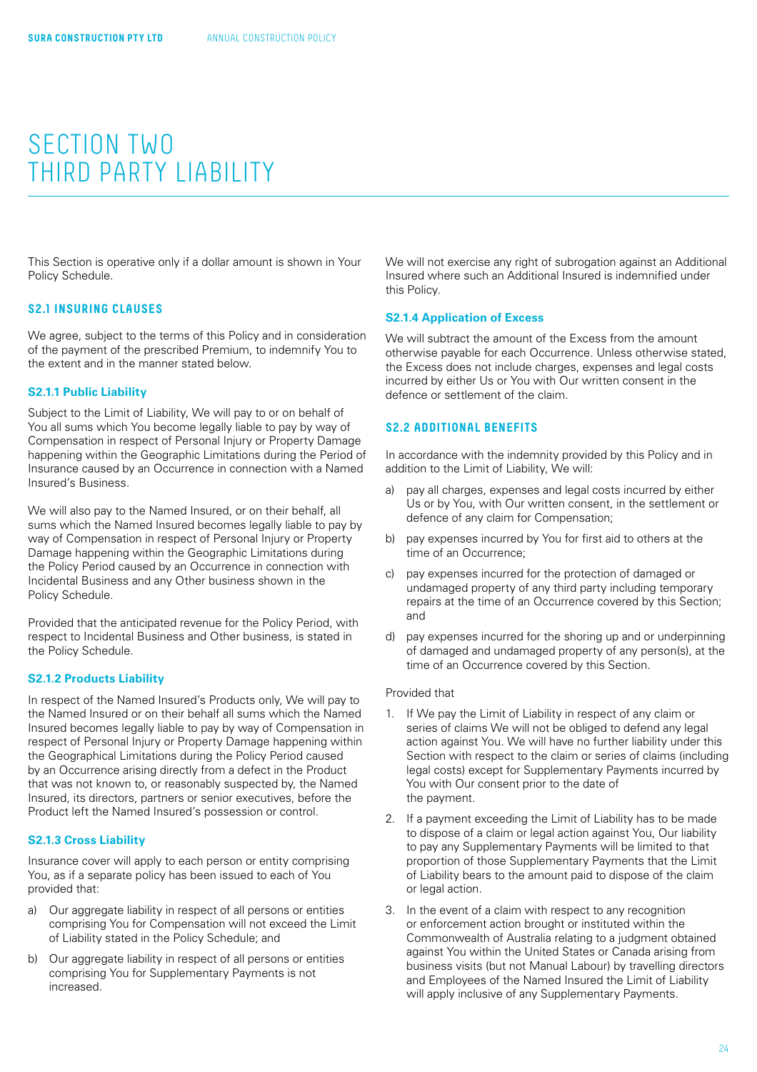# SECTION TWO THIRD PARTY LIABILITY

This Section is operative only if a dollar amount is shown in Your Policy Schedule.

## S2.1 INSURING CLAUSES

We agree, subject to the terms of this Policy and in consideration of the payment of the prescribed Premium, to indemnify You to the extent and in the manner stated below.

### S2.1.1 Public Liability

Subject to the Limit of Liability, We will pay to or on behalf of You all sums which You become legally liable to pay by way of Compensation in respect of Personal Injury or Property Damage happening within the Geographic Limitations during the Period of Insurance caused by an Occurrence in connection with a Named Insured's Business.

We will also pay to the Named Insured, or on their behalf, all sums which the Named Insured becomes legally liable to pay by way of Compensation in respect of Personal Injury or Property Damage happening within the Geographic Limitations during the Policy Period caused by an Occurrence in connection with Incidental Business and any Other business shown in the Policy Schedule.

Provided that the anticipated revenue for the Policy Period, with respect to Incidental Business and Other business, is stated in the Policy Schedule.

### S2.1.2 Products Liability

In respect of the Named Insured's Products only, We will pay to the Named Insured or on their behalf all sums which the Named Insured becomes legally liable to pay by way of Compensation in respect of Personal Injury or Property Damage happening within the Geographical Limitations during the Policy Period caused by an Occurrence arising directly from a defect in the Product that was not known to, or reasonably suspected by, the Named Insured, its directors, partners or senior executives, before the Product left the Named Insured's possession or control.

### S2.1.3 Cross Liability

Insurance cover will apply to each person or entity comprising You, as if a separate policy has been issued to each of You provided that:

a) Our aggregate liability in respect of all persons or entities comprising You for Compensation will not exceed the Limit of Liability stated in the Policy Schedule; and

b) Our aggregate liability in respect of all persons or entities comprising You for Supplementary Payments is not increased.

We will not exercise any right of subrogation against an Additional Insured where such an Additional Insured is indemnified under this Policy.

### S2.1.4 Application of Excess

We will subtract the amount of the Excess from the amount otherwise payable for each Occurrence. Unless otherwise stated, the Excess does not include charges, expenses and legal costs incurred by either Us or You with Our written consent in the defence or settlement of the claim.

## S2.2 ADDITIONAL BENEFITS

In accordance with the indemnity provided by this Policy and in addition to the Limit of Liability, We will:

a) pay all charges, expenses and legal costs incurred by either Us or by You, with Our written consent, in the settlement or defence of any claim for Compensation;

b) pay expenses incurred by You for first aid to others at the time of an Occurrence;

c) pay expenses incurred for the protection of damaged or undamaged property of any third party including temporary repairs at the time of an Occurrence covered by this Section; and

d) pay expenses incurred for the shoring up and or underpinning of damaged and undamaged property of any person(s), at the time of an Occurrence covered by this Section.

Provided that

1. If We pay the Limit of Liability in respect of any claim or series of claims We will not be obliged to defend any legal action against You. We will have no further liability under this Section with respect to the claim or series of claims (including legal costs) except for Supplementary Payments incurred by You with Our consent prior to the date of the payment.

2. If a payment exceeding the Limit of Liability has to be made to dispose of a claim or legal action against You, Our liability to pay any Supplementary Payments will be limited to that proportion of those Supplementary Payments that the Limit of Liability bears to the amount paid to dispose of the claim or legal action.

3. In the event of a claim with respect to any recognition or enforcement action brought or instituted within the Commonwealth of Australia relating to a judgment obtained against You within the United States or Canada arising from business visits (but not Manual Labour) by travelling directors and Employees of the Named Insured the Limit of Liability will apply inclusive of any Supplementary Payments.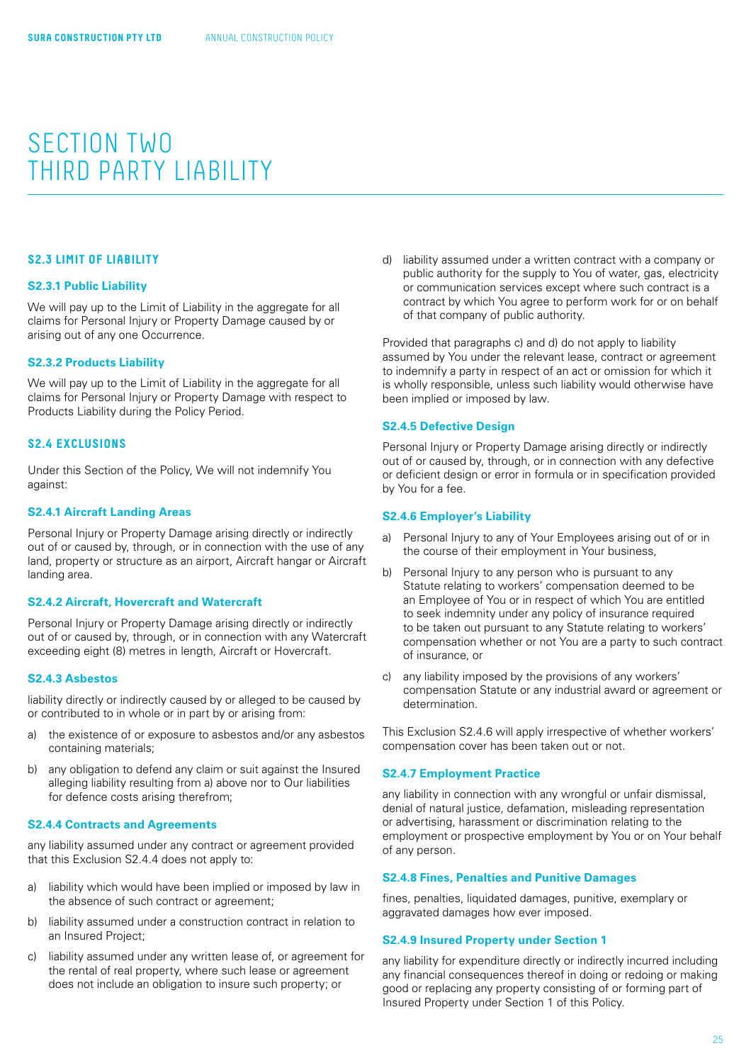# SECTION TWO
# THIRD PARTY LIABILITY

### S2.3 LIMIT OF LIABILITY

#### S2.3.1 Public Liability

We will pay up to the Limit of Liability in the aggregate for all claims for Personal Injury or Property Damage caused by or arising out of any one Occurrence.

#### S2.3.2 Products Liability

We will pay up to the Limit of Liability in the aggregate for all claims for Personal Injury or Property Damage with respect to Products Liability during the Policy Period.

### S2.4 EXCLUSIONS

Under this Section of the Policy, We will not indemnify You against:

#### S2.4.1 Aircraft Landing Areas

Personal Injury or Property Damage arising directly or indirectly out of or caused by, through, or in connection with the use of any land, property or structure as an airport, Aircraft hangar or Aircraft landing area.

#### S2.4.2 Aircraft, Hovercraft and Watercraft

Personal Injury or Property Damage arising directly or indirectly out of or caused by, through, or in connection with any Watercraft exceeding eight (8) metres in length, Aircraft or Hovercraft.

#### S2.4.3 Asbestos

liability directly or indirectly caused by or alleged to be caused by or contributed to in whole or in part by or arising from:

a) the existence of or exposure to asbestos and/or any asbestos containing materials;
b) any obligation to defend any claim or suit against the Insured alleging liability resulting from a) above nor to Our liabilities for defence costs arising therefrom;

#### S2.4.4 Contracts and Agreements

any liability assumed under any contract or agreement provided that this Exclusion S2.4.4 does not apply to:

a) liability which would have been implied or imposed by law in the absence of such contract or agreement;
b) liability assumed under a construction contract in relation to an Insured Project;
c) liability assumed under any written lease of, or agreement for the rental of real property, where such lease or agreement does not include an obligation to insure such property; or
d) liability assumed under a written contract with a company or public authority for the supply to You of water, gas, electricity or communication services except where such contract is a contract by which You agree to perform work for or on behalf of that company of public authority.

Provided that paragraphs c) and d) do not apply to liability assumed by You under the relevant lease, contract or agreement to indemnify a party in respect of an act or omission for which it is wholly responsible, unless such liability would otherwise have been implied or imposed by law.

#### S2.4.5 Defective Design

Personal Injury or Property Damage arising directly or indirectly out of or caused by, through, or in connection with any defective or deficient design or error in formula or in specification provided by You for a fee.

#### S2.4.6 Employer's Liability

a) Personal Injury to any of Your Employees arising out of or in the course of their employment in Your business,
b) Personal Injury to any person who is pursuant to any Statute relating to workers' compensation deemed to be an Employee of You or in respect of which You are entitled to seek indemnity under any policy of insurance required to be taken out pursuant to any Statute relating to workers' compensation whether or not You are a party to such contract of insurance, or
c) any liability imposed by the provisions of any workers' compensation Statute or any industrial award or agreement or determination.

This Exclusion S2.4.6 will apply irrespective of whether workers' compensation cover has been taken out or not.

#### S2.4.7 Employment Practice

any liability in connection with any wrongful or unfair dismissal, denial of natural justice, defamation, misleading representation or advertising, harassment or discrimination relating to the employment or prospective employment by You or on Your behalf of any person.

#### S2.4.8 Fines, Penalties and Punitive Damages

fines, penalties, liquidated damages, punitive, exemplary or aggravated damages how ever imposed.

#### S2.4.9 Insured Property under Section 1

any liability for expenditure directly or indirectly incurred including any financial consequences thereof in doing or redoing or making good or replacing any property consisting of or forming part of Insured Property under Section 1 of this Policy.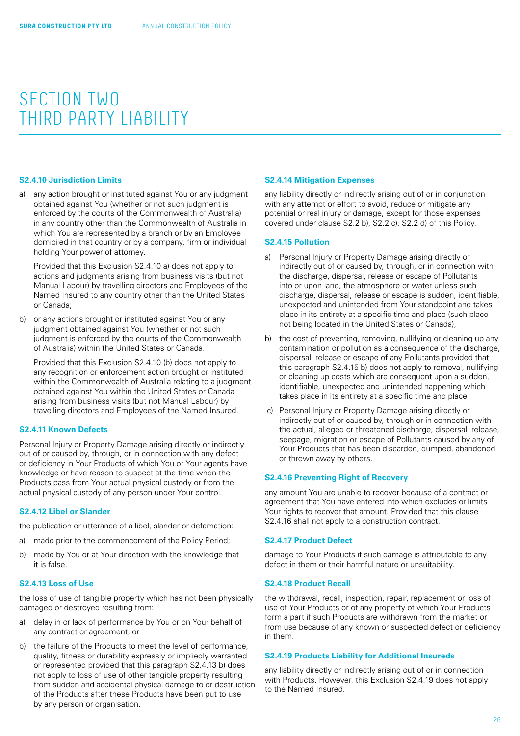# SECTION TWO
# THIRD PARTY LIABILITY

### S2.4.10 Jurisdiction Limits

a) any action brought or instituted against You or any judgment obtained against You (whether or not such judgment is enforced by the courts of the Commonwealth of Australia) in any country other than the Commonwealth of Australia in which You are represented by a branch or by an Employee domiciled in that country or by a company, firm or individual holding Your power of attorney.

   Provided that this Exclusion S2.4.10 a) does not apply to actions and judgments arising from business visits (but not Manual Labour) by travelling directors and Employees of the Named Insured to any country other than the United States or Canada;

b) or any actions brought or instituted against You or any judgment obtained against You (whether or not such judgment is enforced by the courts of the Commonwealth of Australia) within the United States or Canada.

   Provided that this Exclusion S2.4.10 (b) does not apply to any recognition or enforcement action brought or instituted within the Commonwealth of Australia relating to a judgment obtained against You within the United States or Canada arising from business visits (but not Manual Labour) by travelling directors and Employees of the Named Insured.

### S2.4.11 Known Defects

Personal Injury or Property Damage arising directly or indirectly out of or caused by, through, or in connection with any defect or deficiency in Your Products of which You or Your agents have knowledge or have reason to suspect at the time when the Products pass from Your actual physical custody or from the actual physical custody of any person under Your control.

### S2.4.12 Libel or Slander

the publication or utterance of a libel, slander or defamation:

a) made prior to the commencement of the Policy Period;
b) made by You or at Your direction with the knowledge that it is false.

### S2.4.13 Loss of Use

the loss of use of tangible property which has not been physically damaged or destroyed resulting from:

a) delay in or lack of performance by You or on Your behalf of any contract or agreement; or
b) the failure of the Products to meet the level of performance, quality, fitness or durability expressly or impliedly warranted or represented provided that this paragraph S2.4.13 b) does not apply to loss of use of other tangible property resulting from sudden and accidental physical damage to or destruction of the Products after these Products have been put to use by any person or organisation.

### S2.4.14 Mitigation Expenses

any liability directly or indirectly arising out of or in conjunction with any attempt or effort to avoid, reduce or mitigate any potential or real injury or damage, except for those expenses covered under clause S2.2 b), S2.2 c), S2.2 d) of this Policy.

### S2.4.15 Pollution

a) Personal Injury or Property Damage arising directly or indirectly out of or caused by, through, or in connection with the discharge, dispersal, release or escape of Pollutants into or upon land, the atmosphere or water unless such discharge, dispersal, release or escape is sudden, identifiable, unexpected and unintended from Your standpoint and takes place in its entirety at a specific time and place (such place not being located in the United States or Canada),
b) the cost of preventing, removing, nullifying or cleaning up any contamination or pollution as a consequence of the discharge, dispersal, release or escape of any Pollutants provided that this paragraph S2.4.15 b) does not apply to removal, nullifying or cleaning up costs which are consequent upon a sudden, identifiable, unexpected and unintended happening which takes place in its entirety at a specific time and place;
c) Personal Injury or Property Damage arising directly or indirectly out of or caused by, through or in connection with the actual, alleged or threatened discharge, dispersal, release, seepage, migration or escape of Pollutants caused by any of Your Products that has been discarded, dumped, abandoned or thrown away by others.

### S2.4.16 Preventing Right of Recovery

any amount You are unable to recover because of a contract or agreement that You have entered into which excludes or limits Your rights to recover that amount. Provided that this clause S2.4.16 shall not apply to a construction contract.

### S2.4.17 Product Defect

damage to Your Products if such damage is attributable to any defect in them or their harmful nature or unsuitability.

### S2.4.18 Product Recall

the withdrawal, recall, inspection, repair, replacement or loss of use of Your Products or of any property of which Your Products form a part if such Products are withdrawn from the market or from use because of any known or suspected defect or deficiency in them.

### S2.4.19 Products Liability for Additional Insureds

any liability directly or indirectly arising out of or in connection with Products. However, this Exclusion S2.4.19 does not apply to the Named Insured.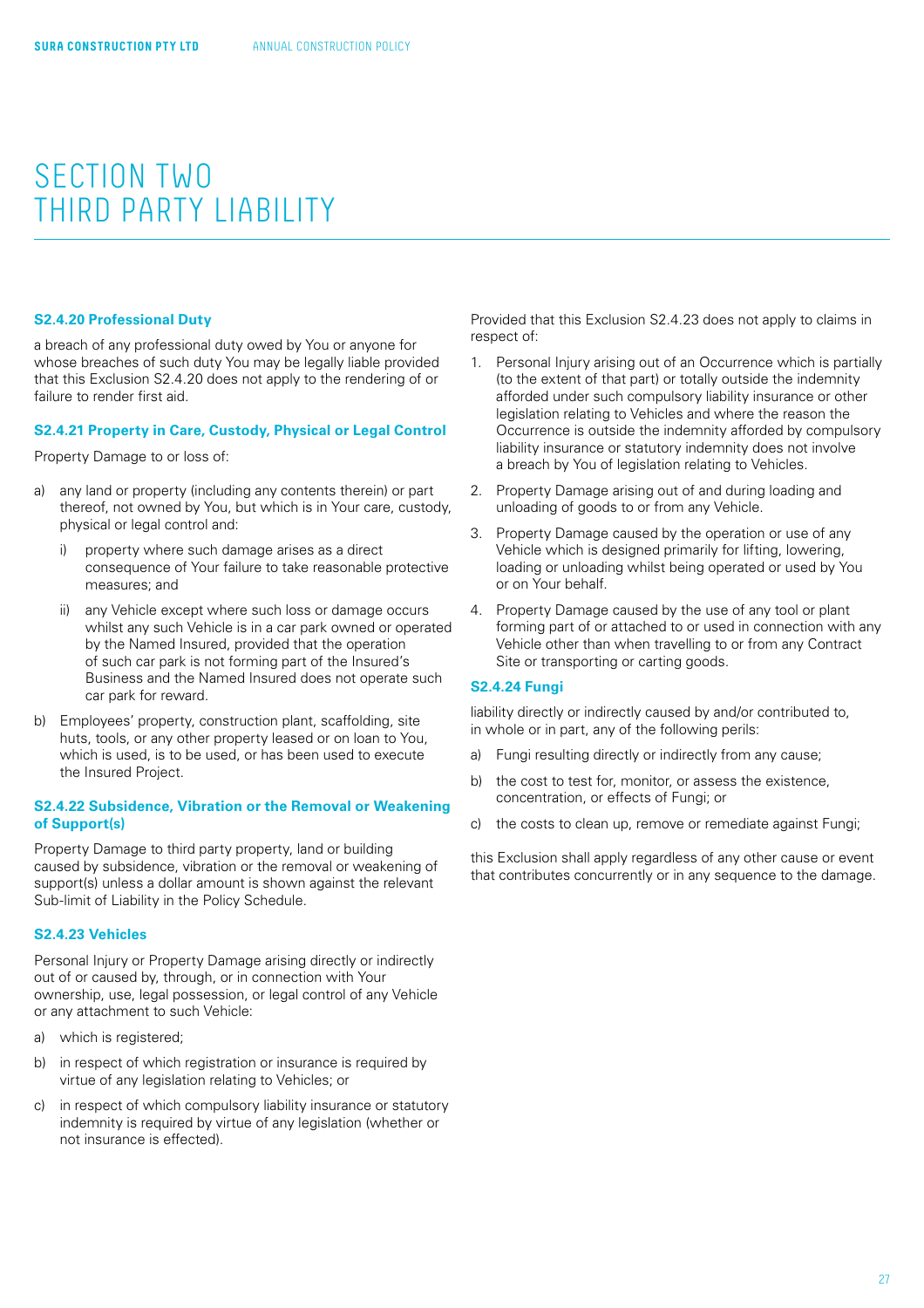# SECTION TWO THIRD PARTY LIABILITY

### S2.4.20 Professional Duty

a breach of any professional duty owed by You or anyone for whose breaches of such duty You may be legally liable provided that this Exclusion S2.4.20 does not apply to the rendering of or failure to render first aid.

### S2.4.21 Property in Care, Custody, Physical or Legal Control

Property Damage to or loss of:

a) any land or property (including any contents therein) or part thereof, not owned by You, but which is in Your care, custody, physical or legal control and:

   i) property where such damage arises as a direct consequence of Your failure to take reasonable protective measures; and

   ii) any Vehicle except where such loss or damage occurs whilst any such Vehicle is in a car park owned or operated by the Named Insured, provided that the operation of such car park is not forming part of the Insured's Business and the Named Insured does not operate such car park for reward.

b) Employees' property, construction plant, scaffolding, site huts, tools, or any other property leased or on loan to You, which is used, is to be used, or has been used to execute the Insured Project.

### S2.4.22 Subsidence, Vibration or the Removal or Weakening of Support(s)

Property Damage to third party property, land or building caused by subsidence, vibration or the removal or weakening of support(s) unless a dollar amount is shown against the relevant Sub-limit of Liability in the Policy Schedule.

### S2.4.23 Vehicles

Personal Injury or Property Damage arising directly or indirectly out of or caused by, through, or in connection with Your ownership, use, legal possession, or legal control of any Vehicle or any attachment to such Vehicle:

a) which is registered;

b) in respect of which registration or insurance is required by virtue of any legislation relating to Vehicles; or

c) in respect of which compulsory liability insurance or statutory indemnity is required by virtue of any legislation (whether or not insurance is effected).

Provided that this Exclusion S2.4.23 does not apply to claims in respect of:

1. Personal Injury arising out of an Occurrence which is partially (to the extent of that part) or totally outside the indemnity afforded under such compulsory liability insurance or other legislation relating to Vehicles and where the reason the Occurrence is outside the indemnity afforded by compulsory liability insurance or statutory indemnity does not involve a breach by You of legislation relating to Vehicles.
2. Property Damage arising out of and during loading and unloading of goods to or from any Vehicle.
3. Property Damage caused by the operation or use of any Vehicle which is designed primarily for lifting, lowering, loading or unloading whilst being operated or used by You or on Your behalf.
4. Property Damage caused by the use of any tool or plant forming part of or attached to or used in connection with any Vehicle other than when travelling to or from any Contract Site or transporting or carting goods.

### S2.4.24 Fungi

liability directly or indirectly caused by and/or contributed to, in whole or in part, any of the following perils:

a) Fungi resulting directly or indirectly from any cause;

b) the cost to test for, monitor, or assess the existence, concentration, or effects of Fungi; or

c) the costs to clean up, remove or remediate against Fungi;

this Exclusion shall apply regardless of any other cause or event that contributes concurrently or in any sequence to the damage.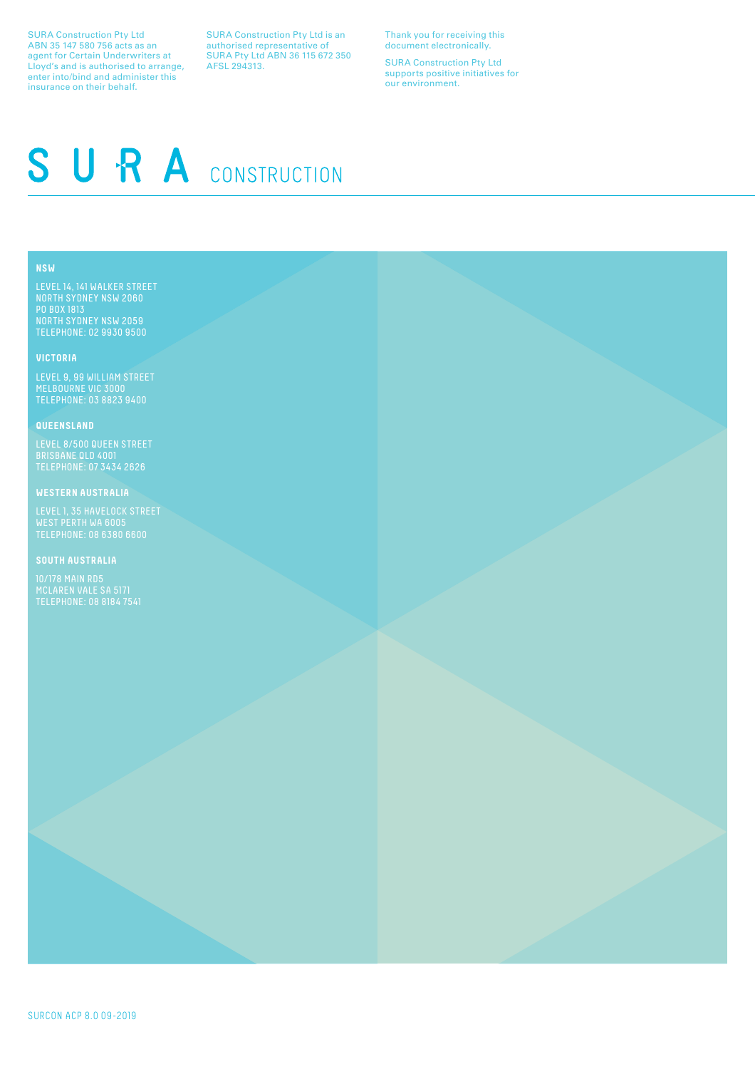SURA Construction Pty Ltd ABN 35 147 580 756 acts as an agent for Certain Underwriters at Lloyd's and is authorised to arrange, enter into/bind and administer this insurance on their behalf.

SURA Construction Pty Ltd is an authorised representative of SURA Pty Ltd ABN 36 115 672 350 AFSL 294313.

Thank you for receiving this document electronically.

SURA Construction Pty Ltd supports positive initiatives for our environment.

# SURA CONSTRUCTION

**NSW**

LEVEL 14, 141 WALKER STREET
NORTH SYDNEY NSW 2060
PO BOX 1813
NORTH SYDNEY NSW 2059
TELEPHONE: 02 9930 9500

**VICTORIA**

LEVEL 9, 99 WILLIAM STREET
MELBOURNE VIC 3000
TELEPHONE: 03 8823 9400

**QUEENSLAND**

LEVEL 8/500 QUEEN STREET
BRISBANE QLD 4001
TELEPHONE: 07 3434 2626

**WESTERN AUSTRALIA**

LEVEL 1, 35 HAVELOCK STREET
WEST PERTH WA 6005
TELEPHONE: 08 6380 6600

**SOUTH AUSTRALIA**

10/178 MAIN RD5
MCLAREN VALE SA 5171
TELEPHONE: 08 8184 7541

SURCON ACP 8.0 09-2019